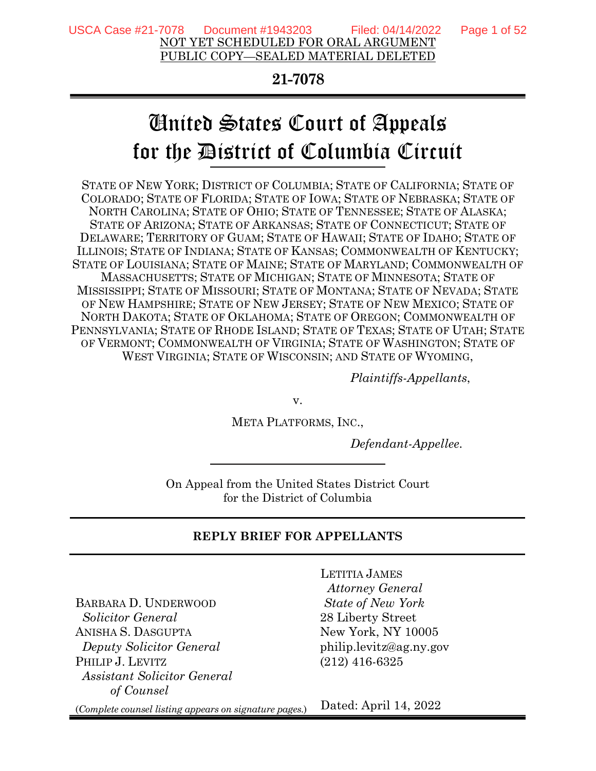NOT YET SCHEDULED FOR ORAL ARGUMENT
PUBLIC COPY—SEALED MATERIAL DELETED

**21-7078**

# United States Court of Appeals for the District of Columbia Circuit

STATE OF NEW YORK; DISTRICT OF COLUMBIA; STATE OF CALIFORNIA; STATE OF COLORADO; STATE OF FLORIDA; STATE OF IOWA; STATE OF NEBRASKA; STATE OF NORTH CAROLINA; STATE OF OHIO; STATE OF TENNESSEE; STATE OF ALASKA; STATE OF ARIZONA; STATE OF ARKANSAS; STATE OF CONNECTICUT; STATE OF DELAWARE; TERRITORY OF GUAM; STATE OF HAWAII; STATE OF IDAHO; STATE OF ILLINOIS; STATE OF INDIANA; STATE OF KANSAS; COMMONWEALTH OF KENTUCKY; STATE OF LOUISIANA; STATE OF MAINE; STATE OF MARYLAND; COMMONWEALTH OF MASSACHUSETTS; STATE OF MICHIGAN; STATE OF MINNESOTA; STATE OF MISSISSIPPI; STATE OF MISSOURI; STATE OF MONTANA; STATE OF NEVADA; STATE OF NEW HAMPSHIRE; STATE OF NEW JERSEY; STATE OF NEW MEXICO; STATE OF NORTH DAKOTA; STATE OF OKLAHOMA; STATE OF OREGON; COMMONWEALTH OF PENNSYLVANIA; STATE OF RHODE ISLAND; STATE OF TEXAS; STATE OF UTAH; STATE OF VERMONT; COMMONWEALTH OF VIRGINIA; STATE OF WASHINGTON; STATE OF WEST VIRGINIA; STATE OF WISCONSIN; AND STATE OF WYOMING,

*Plaintiffs-Appellants*,

v.

META PLATFORMS, INC.,

*Defendant-Appellee*.

On Appeal from the United States District Court for the District of Columbia

**REPLY BRIEF FOR APPELLANTS**

BARBARA D. UNDERWOOD
*Solicitor General*
ANISHA S. DASGUPTA
*Deputy Solicitor General*
PHILIP J. LEVITZ
*Assistant Solicitor General of Counsel*

LETITIA JAMES
*Attorney General*
*State of New York*
28 Liberty Street
New York, NY 10005
philip.levitz@ag.ny.gov
(212) 416-6325

(*Complete counsel listing appears on signature pages.*)

Dated: April 14, 2022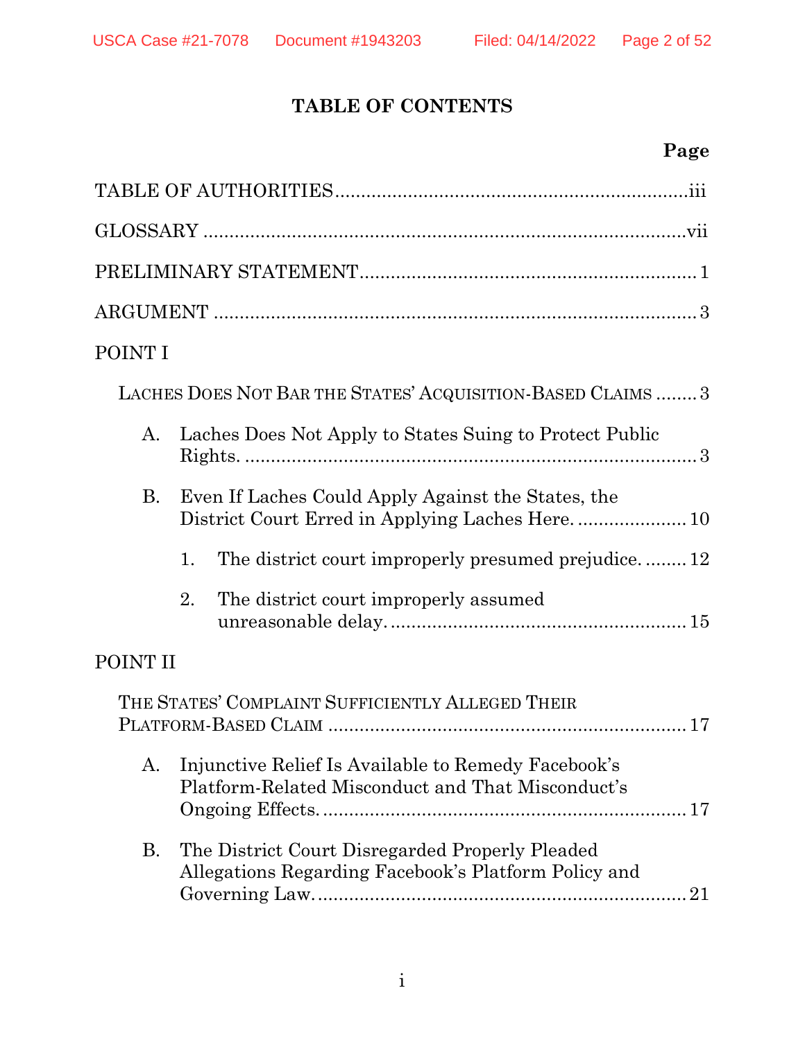# TABLE OF CONTENTS

| | Page |
|---|---|
| TABLE OF AUTHORITIES | iii |
| GLOSSARY | vii |
| PRELIMINARY STATEMENT | 1 |
| ARGUMENT | 3 |
| POINT I | |
| LACHES DOES NOT BAR THE STATES' ACQUISITION-BASED CLAIMS | 3 |
| A. Laches Does Not Apply to States Suing to Protect Public Rights. | 3 |
| B. Even If Laches Could Apply Against the States, the District Court Erred in Applying Laches Here. | 10 |
| 1. The district court improperly presumed prejudice. | 12 |
| 2. The district court improperly assumed unreasonable delay. | 15 |
| POINT II | |
| THE STATES' COMPLAINT SUFFICIENTLY ALLEGED THEIR PLATFORM-BASED CLAIM | 17 |
| A. Injunctive Relief Is Available to Remedy Facebook's Platform-Related Misconduct and That Misconduct's Ongoing Effects. | 17 |
| B. The District Court Disregarded Properly Pleaded Allegations Regarding Facebook's Platform Policy and Governing Law. | 21 |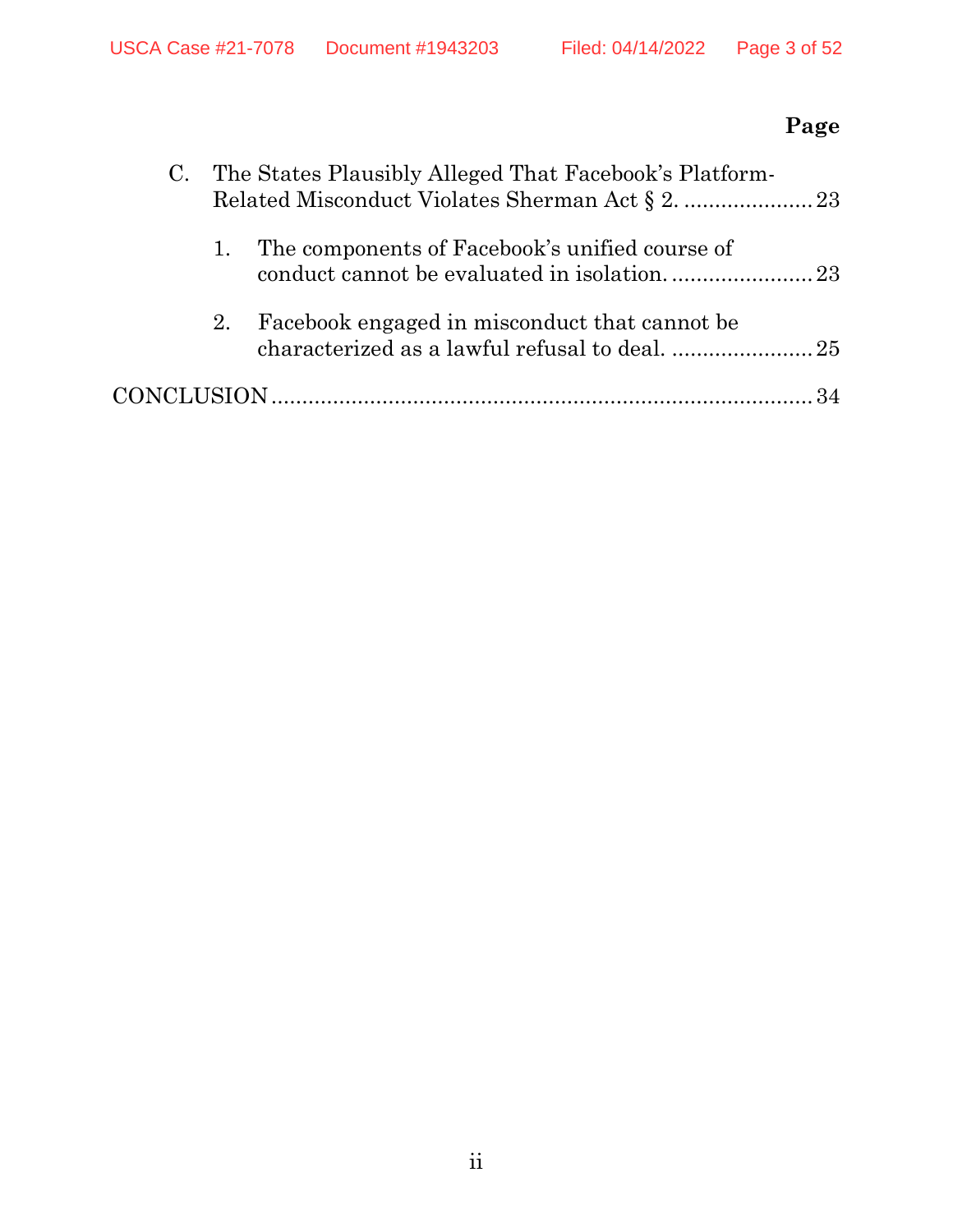**Page**

C. The States Plausibly Alleged That Facebook's Platform-Related Misconduct Violates Sherman Act § 2. ..................... 23

1. The components of Facebook's unified course of conduct cannot be evaluated in isolation. ....................... 23

2. Facebook engaged in misconduct that cannot be characterized as a lawful refusal to deal. ....................... 25

CONCLUSION ........................................................................... 34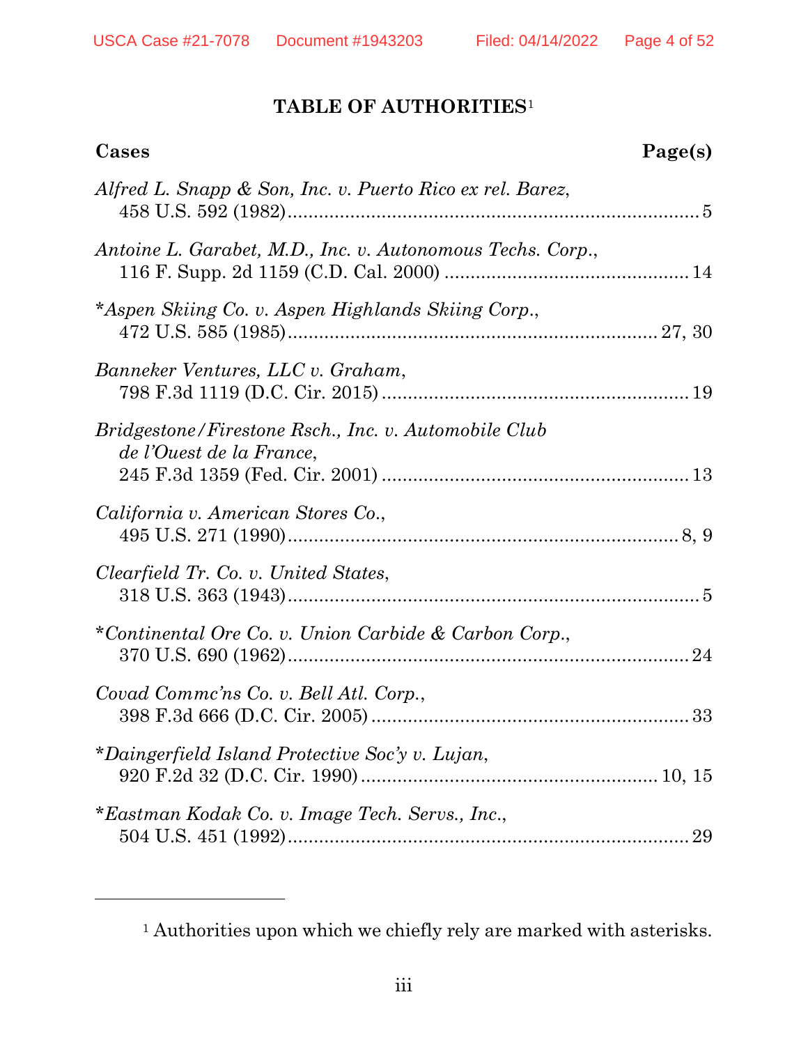# TABLE OF AUTHORITIES[1]

| Cases | Page(s) |
|---|---|
| *Alfred L. Snapp & Son, Inc. v. Puerto Rico ex rel. Barez*, 458 U.S. 592 (1982) | 5 |
| *Antoine L. Garabet, M.D., Inc. v. Autonomous Techs. Corp.*, 116 F. Supp. 2d 1159 (C.D. Cal. 2000) | 14 |
| \**Aspen Skiing Co. v. Aspen Highlands Skiing Corp.*, 472 U.S. 585 (1985) | 27, 30 |
| *Banneker Ventures, LLC v. Graham*, 798 F.3d 1119 (D.C. Cir. 2015) | 19 |
| *Bridgestone/Firestone Rsch., Inc. v. Automobile Club de l'Ouest de la France*, 245 F.3d 1359 (Fed. Cir. 2001) | 13 |
| *California v. American Stores Co.*, 495 U.S. 271 (1990) | 8, 9 |
| *Clearfield Tr. Co. v. United States*, 318 U.S. 363 (1943) | 5 |
| \**Continental Ore Co. v. Union Carbide & Carbon Corp.*, 370 U.S. 690 (1962) | 24 |
| *Covad Commc'ns Co. v. Bell Atl. Corp.*, 398 F.3d 666 (D.C. Cir. 2005) | 33 |
| \**Daingerfield Island Protective Soc'y v. Lujan*, 920 F.2d 32 (D.C. Cir. 1990) | 10, 15 |
| \**Eastman Kodak Co. v. Image Tech. Servs., Inc.*, 504 U.S. 451 (1992) | 29 |

[1] Authorities upon which we chiefly rely are marked with asterisks.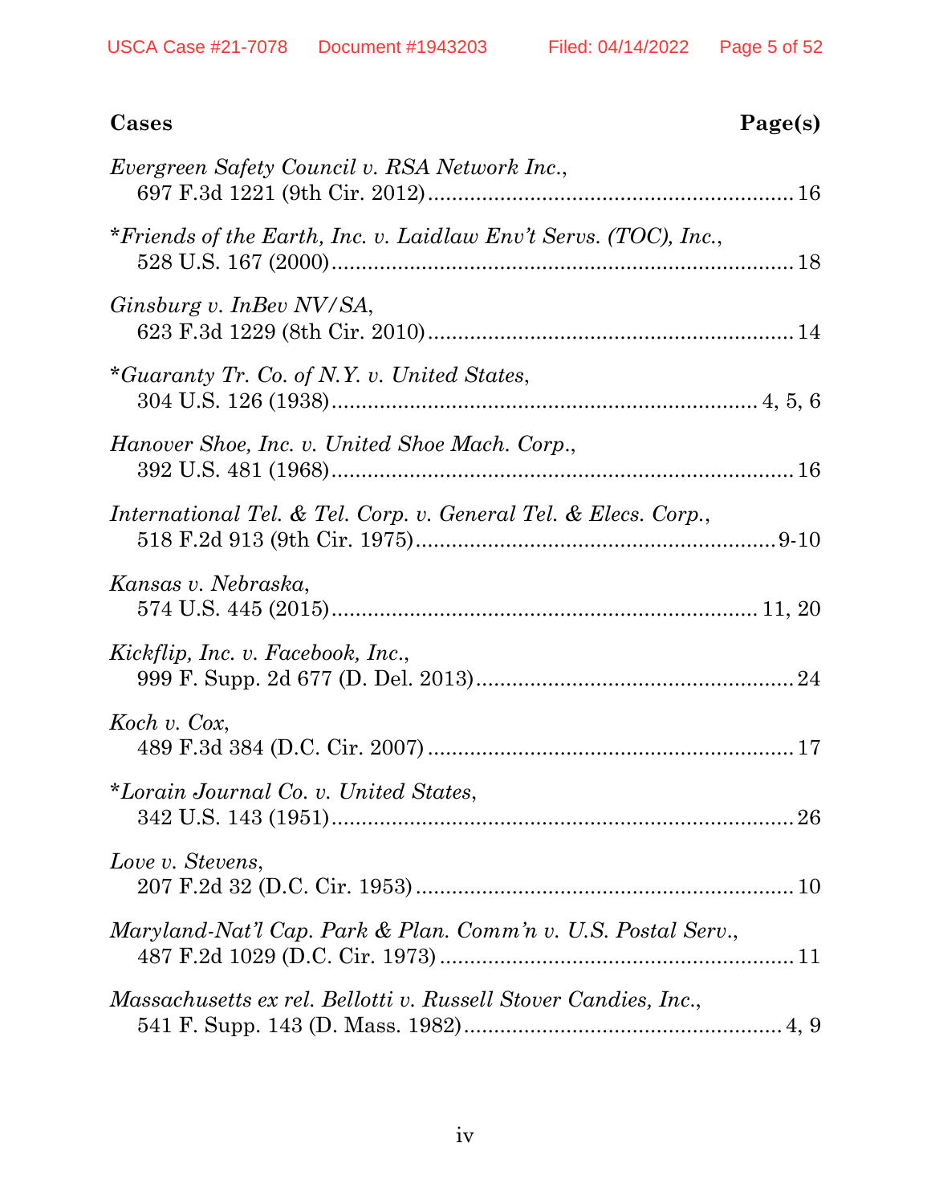| Cases | Page(s) |
|---|---|
| *Evergreen Safety Council v. RSA Network Inc.*, 697 F.3d 1221 (9th Cir. 2012) | 16 |
| \**Friends of the Earth, Inc. v. Laidlaw Env't Servs. (TOC), Inc.*, 528 U.S. 167 (2000) | 18 |
| *Ginsburg v. InBev NV/SA*, 623 F.3d 1229 (8th Cir. 2010) | 14 |
| \**Guaranty Tr. Co. of N.Y. v. United States*, 304 U.S. 126 (1938) | 4, 5, 6 |
| *Hanover Shoe, Inc. v. United Shoe Mach. Corp.*, 392 U.S. 481 (1968) | 16 |
| *International Tel. & Tel. Corp. v. General Tel. & Elecs. Corp.*, 518 F.2d 913 (9th Cir. 1975) | 9-10 |
| *Kansas v. Nebraska*, 574 U.S. 445 (2015) | 11, 20 |
| *Kickflip, Inc. v. Facebook, Inc.*, 999 F. Supp. 2d 677 (D. Del. 2013) | 24 |
| *Koch v. Cox*, 489 F.3d 384 (D.C. Cir. 2007) | 17 |
| \**Lorain Journal Co. v. United States*, 342 U.S. 143 (1951) | 26 |
| *Love v. Stevens*, 207 F.2d 32 (D.C. Cir. 1953) | 10 |
| *Maryland-Nat'l Cap. Park & Plan. Comm'n v. U.S. Postal Serv.*, 487 F.2d 1029 (D.C. Cir. 1973) | 11 |
| *Massachusetts ex rel. Bellotti v. Russell Stover Candies, Inc.*, 541 F. Supp. 143 (D. Mass. 1982) | 4, 9 |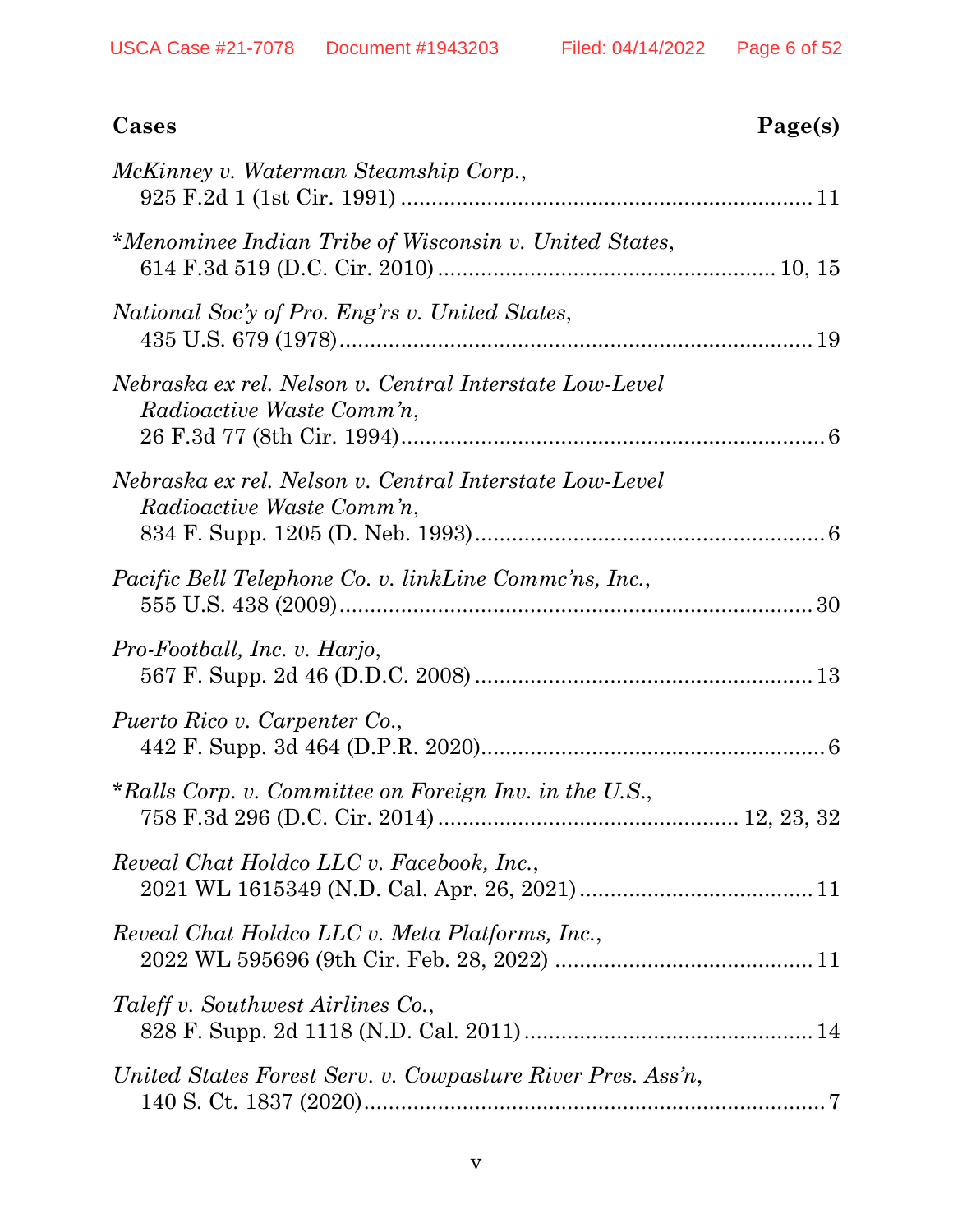| Cases | Page(s) |
|---|---|
| *McKinney v. Waterman Steamship Corp.*, 925 F.2d 1 (1st Cir. 1991) | 11 |
| \**Menominee Indian Tribe of Wisconsin v. United States*, 614 F.3d 519 (D.C. Cir. 2010) | 10, 15 |
| *National Soc'y of Pro. Eng'rs v. United States*, 435 U.S. 679 (1978) | 19 |
| *Nebraska ex rel. Nelson v. Central Interstate Low-Level Radioactive Waste Comm'n*, 26 F.3d 77 (8th Cir. 1994) | 6 |
| *Nebraska ex rel. Nelson v. Central Interstate Low-Level Radioactive Waste Comm'n*, 834 F. Supp. 1205 (D. Neb. 1993) | 6 |
| *Pacific Bell Telephone Co. v. linkLine Commc'ns, Inc.*, 555 U.S. 438 (2009) | 30 |
| *Pro-Football, Inc. v. Harjo*, 567 F. Supp. 2d 46 (D.D.C. 2008) | 13 |
| *Puerto Rico v. Carpenter Co.*, 442 F. Supp. 3d 464 (D.P.R. 2020) | 6 |
| \**Ralls Corp. v. Committee on Foreign Inv. in the U.S.*, 758 F.3d 296 (D.C. Cir. 2014) | 12, 23, 32 |
| *Reveal Chat Holdco LLC v. Facebook, Inc.*, 2021 WL 1615349 (N.D. Cal. Apr. 26, 2021) | 11 |
| *Reveal Chat Holdco LLC v. Meta Platforms, Inc.*, 2022 WL 595696 (9th Cir. Feb. 28, 2022) | 11 |
| *Taleff v. Southwest Airlines Co.*, 828 F. Supp. 2d 1118 (N.D. Cal. 2011) | 14 |
| *United States Forest Serv. v. Cowpasture River Pres. Ass'n*, 140 S. Ct. 1837 (2020) | 7 |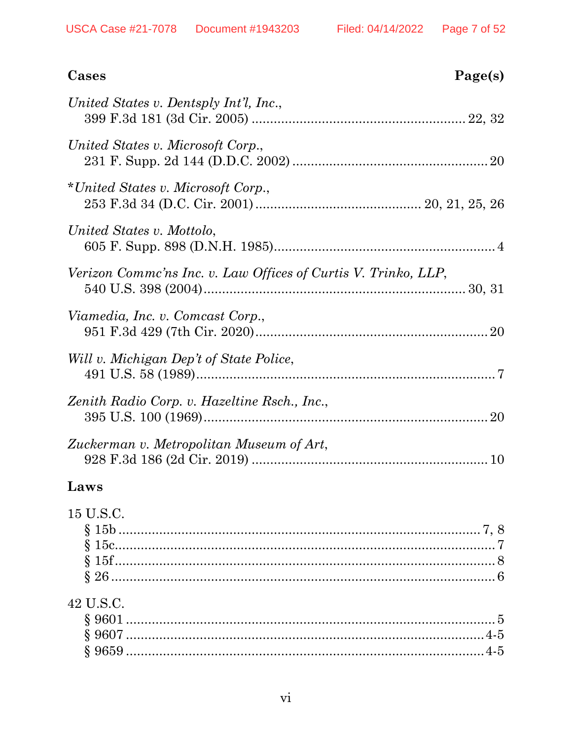**Cases** **Page(s)**

*United States v. Dentsply Int'l, Inc.*,
399 F.3d 181 (3d Cir. 2005) .......................................................... 22, 32

*United States v. Microsoft Corp.*,
231 F. Supp. 2d 144 (D.D.C. 2002) ..................................................... 20

\**United States v. Microsoft Corp.*,
253 F.3d 34 (D.C. Cir. 2001) ............................................ 20, 21, 25, 26

*United States v. Mottolo*,
605 F. Supp. 898 (D.N.H. 1985)............................................................ 4

*Verizon Commc'ns Inc. v. Law Offices of Curtis V. Trinko, LLP*,
540 U.S. 398 (2004)..................................................................... 30, 31

*Viamedia, Inc. v. Comcast Corp.*,
951 F.3d 429 (7th Cir. 2020)............................................................... 20

*Will v. Michigan Dep't of State Police*,
491 U.S. 58 (1989)................................................................................. 7

*Zenith Radio Corp. v. Hazeltine Rsch., Inc.*,
395 U.S. 100 (1969)............................................................................. 20

*Zuckerman v. Metropolitan Museum of Art*,
928 F.3d 186 (2d Cir. 2019) ................................................................ 10

**Laws**

15 U.S.C.
§ 15b ................................................................................................ 7, 8
§ 15c...................................................................................................... 7
§ 15f....................................................................................................... 8
§ 26 ....................................................................................................... 6

42 U.S.C.
§ 9601 .................................................................................................... 5
§ 9607 ................................................................................................ 4-5
§ 9659 ................................................................................................ 4-5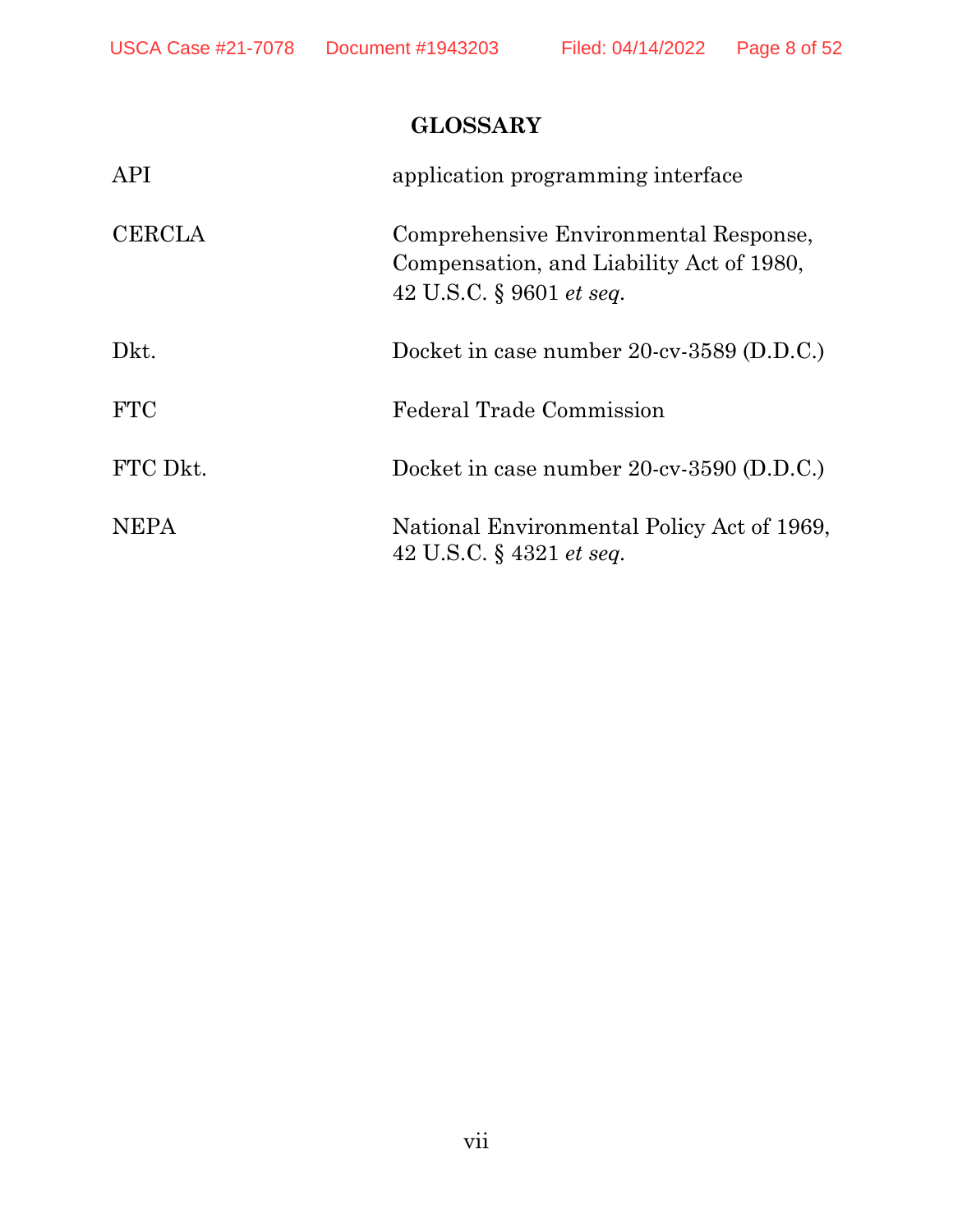## GLOSSARY

| | |
|---|---|
| API | application programming interface |
| CERCLA | Comprehensive Environmental Response, Compensation, and Liability Act of 1980, 42 U.S.C. § 9601 *et seq.* |
| Dkt. | Docket in case number 20-cv-3589 (D.D.C.) |
| FTC | Federal Trade Commission |
| FTC Dkt. | Docket in case number 20-cv-3590 (D.D.C.) |
| NEPA | National Environmental Policy Act of 1969, 42 U.S.C. § 4321 *et seq.* |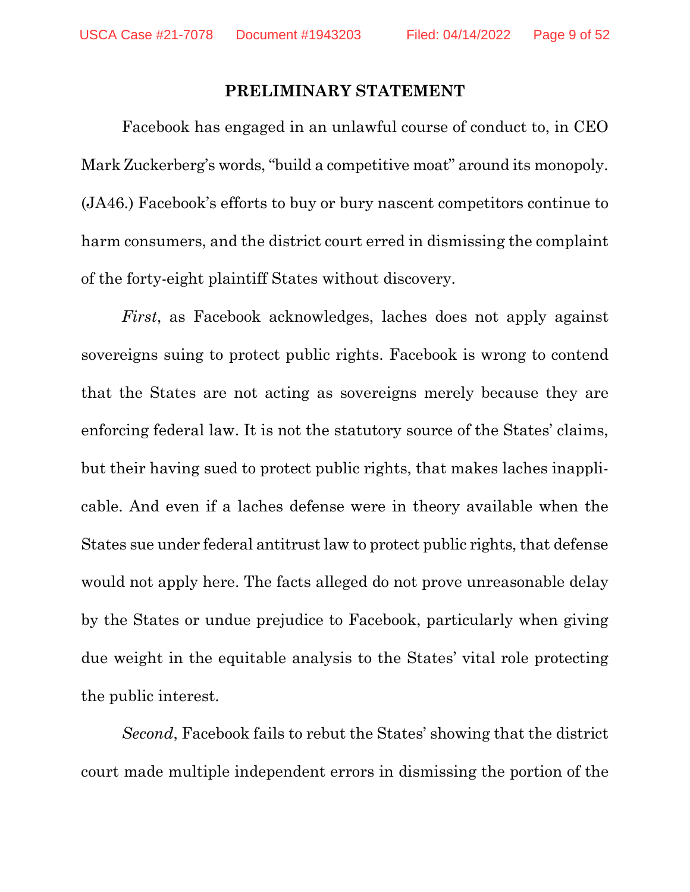## PRELIMINARY STATEMENT

Facebook has engaged in an unlawful course of conduct to, in CEO Mark Zuckerberg's words, "build a competitive moat" around its monopoly. (JA46.) Facebook's efforts to buy or bury nascent competitors continue to harm consumers, and the district court erred in dismissing the complaint of the forty-eight plaintiff States without discovery.

*First*, as Facebook acknowledges, laches does not apply against sovereigns suing to protect public rights. Facebook is wrong to contend that the States are not acting as sovereigns merely because they are enforcing federal law. It is not the statutory source of the States' claims, but their having sued to protect public rights, that makes laches inapplicable. And even if a laches defense were in theory available when the States sue under federal antitrust law to protect public rights, that defense would not apply here. The facts alleged do not prove unreasonable delay by the States or undue prejudice to Facebook, particularly when giving due weight in the equitable analysis to the States' vital role protecting the public interest.

*Second*, Facebook fails to rebut the States' showing that the district court made multiple independent errors in dismissing the portion of the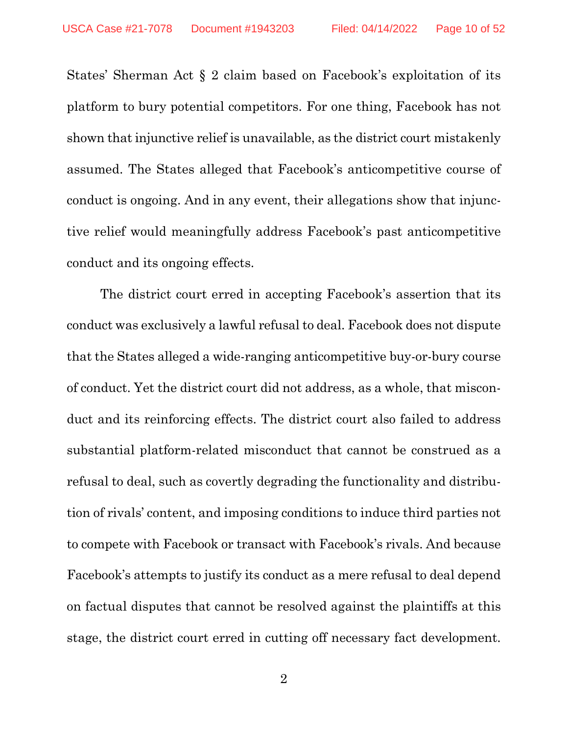States' Sherman Act § 2 claim based on Facebook's exploitation of its platform to bury potential competitors. For one thing, Facebook has not shown that injunctive relief is unavailable, as the district court mistakenly assumed. The States alleged that Facebook's anticompetitive course of conduct is ongoing. And in any event, their allegations show that injunctive relief would meaningfully address Facebook's past anticompetitive conduct and its ongoing effects.

The district court erred in accepting Facebook's assertion that its conduct was exclusively a lawful refusal to deal. Facebook does not dispute that the States alleged a wide-ranging anticompetitive buy-or-bury course of conduct. Yet the district court did not address, as a whole, that misconduct and its reinforcing effects. The district court also failed to address substantial platform-related misconduct that cannot be construed as a refusal to deal, such as covertly degrading the functionality and distribution of rivals' content, and imposing conditions to induce third parties not to compete with Facebook or transact with Facebook's rivals. And because Facebook's attempts to justify its conduct as a mere refusal to deal depend on factual disputes that cannot be resolved against the plaintiffs at this stage, the district court erred in cutting off necessary fact development.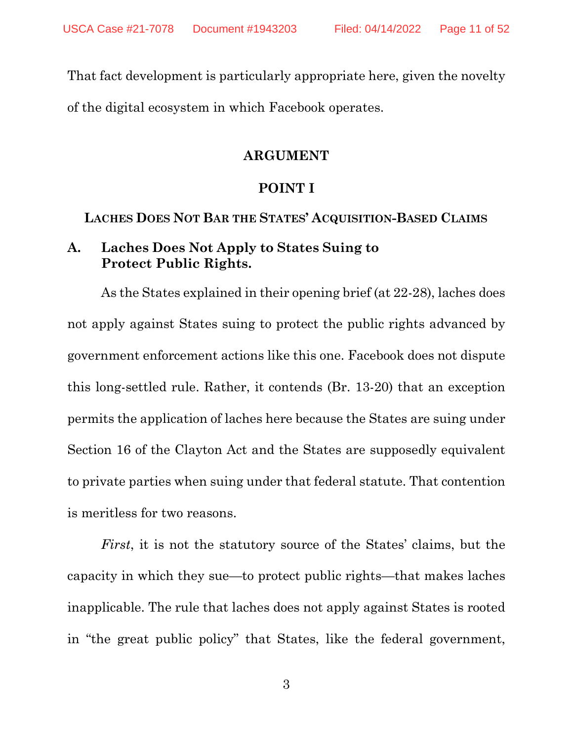That fact development is particularly appropriate here, given the novelty of the digital ecosystem in which Facebook operates.

# ARGUMENT

## POINT I

### LACHES DOES NOT BAR THE STATES' ACQUISITION-BASED CLAIMS

### A. Laches Does Not Apply to States Suing to Protect Public Rights.

As the States explained in their opening brief (at 22-28), laches does not apply against States suing to protect the public rights advanced by government enforcement actions like this one. Facebook does not dispute this long-settled rule. Rather, it contends (Br. 13-20) that an exception permits the application of laches here because the States are suing under Section 16 of the Clayton Act and the States are supposedly equivalent to private parties when suing under that federal statute. That contention is meritless for two reasons.

*First*, it is not the statutory source of the States' claims, but the capacity in which they sue—to protect public rights—that makes laches inapplicable. The rule that laches does not apply against States is rooted in "the great public policy" that States, like the federal government,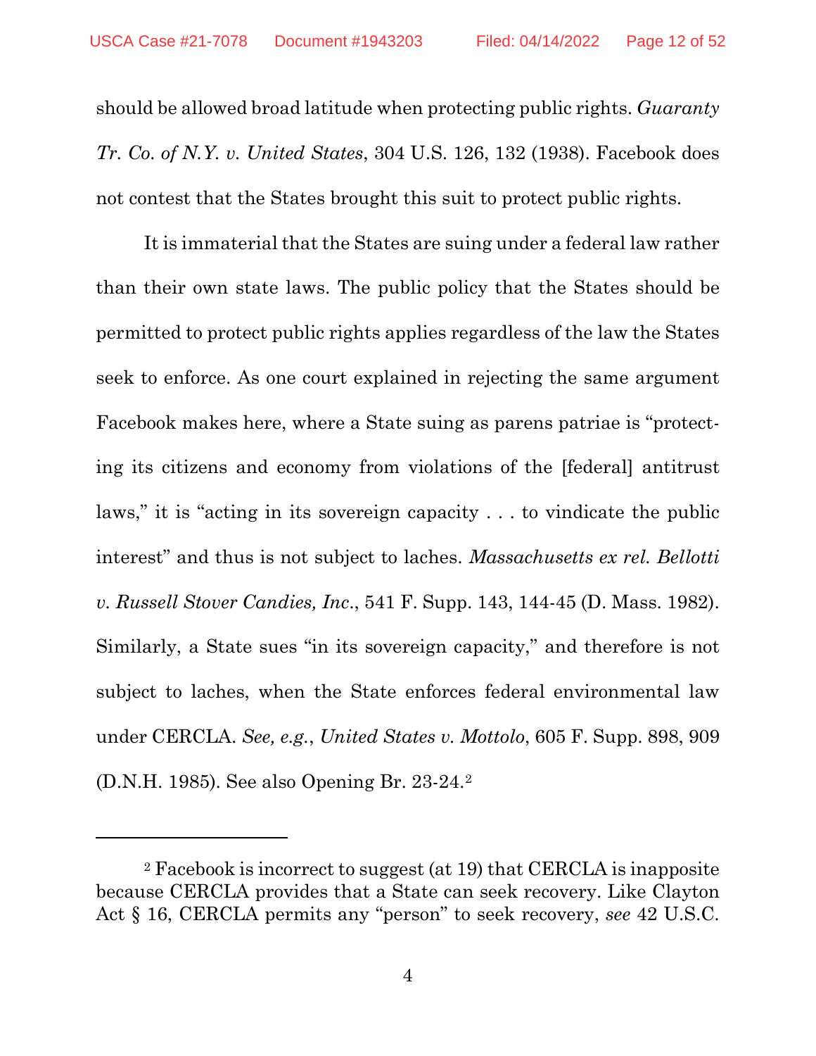should be allowed broad latitude when protecting public rights. *Guaranty Tr. Co. of N.Y. v. United States*, 304 U.S. 126, 132 (1938). Facebook does not contest that the States brought this suit to protect public rights.

It is immaterial that the States are suing under a federal law rather than their own state laws. The public policy that the States should be permitted to protect public rights applies regardless of the law the States seek to enforce. As one court explained in rejecting the same argument Facebook makes here, where a State suing as parens patriae is "protecting its citizens and economy from violations of the [federal] antitrust laws," it is "acting in its sovereign capacity . . . to vindicate the public interest" and thus is not subject to laches. *Massachusetts ex rel. Bellotti v. Russell Stover Candies, Inc.*, 541 F. Supp. 143, 144-45 (D. Mass. 1982). Similarly, a State sues "in its sovereign capacity," and therefore is not subject to laches, when the State enforces federal environmental law under CERCLA. *See, e.g.*, *United States v. Mottolo*, 605 F. Supp. 898, 909 (D.N.H. 1985). See also Opening Br. 23-24.[2]

---

[2] Facebook is incorrect to suggest (at 19) that CERCLA is inapposite because CERCLA provides that a State can seek recovery. Like Clayton Act § 16, CERCLA permits any "person" to seek recovery, *see* 42 U.S.C.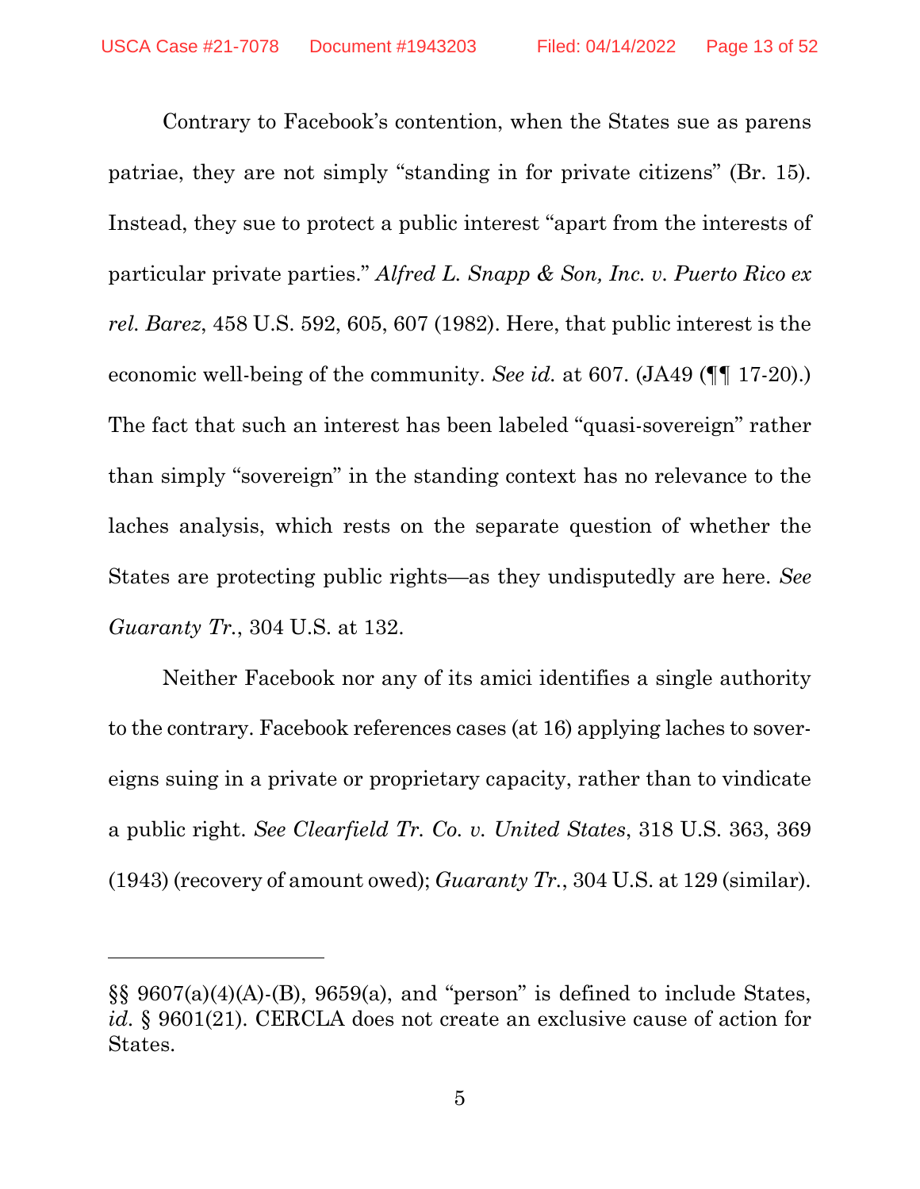Contrary to Facebook's contention, when the States sue as parens patriae, they are not simply "standing in for private citizens" (Br. 15). Instead, they sue to protect a public interest "apart from the interests of particular private parties." *Alfred L. Snapp & Son, Inc. v. Puerto Rico ex rel. Barez*, 458 U.S. 592, 605, 607 (1982). Here, that public interest is the economic well-being of the community. *See id.* at 607. (JA49 (¶¶ 17-20).) The fact that such an interest has been labeled "quasi-sovereign" rather than simply "sovereign" in the standing context has no relevance to the laches analysis, which rests on the separate question of whether the States are protecting public rights—as they undisputedly are here. *See Guaranty Tr.*, 304 U.S. at 132.

Neither Facebook nor any of its amici identifies a single authority to the contrary. Facebook references cases (at 16) applying laches to sovereigns suing in a private or proprietary capacity, rather than to vindicate a public right. *See Clearfield Tr. Co. v. United States*, 318 U.S. 363, 369 (1943) (recovery of amount owed); *Guaranty Tr.*, 304 U.S. at 129 (similar).

---

§§ 9607(a)(4)(A)-(B), 9659(a), and "person" is defined to include States, *id.* § 9601(21). CERCLA does not create an exclusive cause of action for States.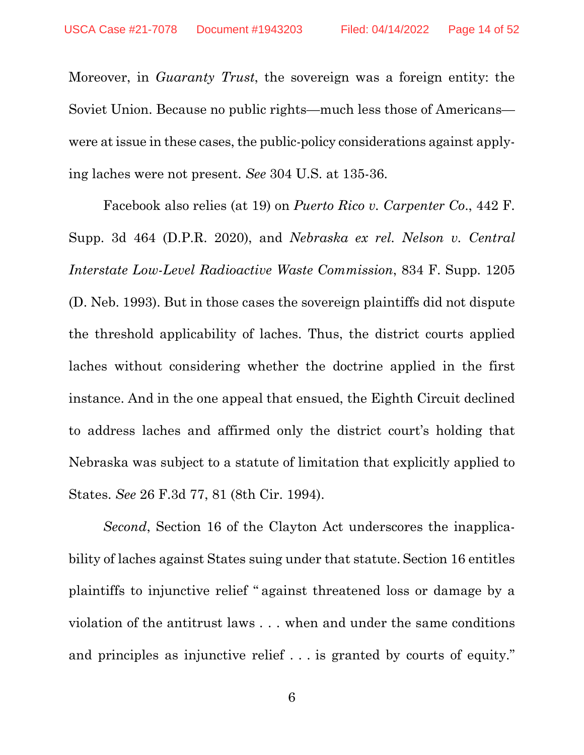Moreover, in *Guaranty Trust*, the sovereign was a foreign entity: the Soviet Union. Because no public rights—much less those of Americans—were at issue in these cases, the public-policy considerations against applying laches were not present. *See* 304 U.S. at 135-36.

Facebook also relies (at 19) on *Puerto Rico v. Carpenter Co.*, 442 F. Supp. 3d 464 (D.P.R. 2020), and *Nebraska ex rel. Nelson v. Central Interstate Low-Level Radioactive Waste Commission*, 834 F. Supp. 1205 (D. Neb. 1993). But in those cases the sovereign plaintiffs did not dispute the threshold applicability of laches. Thus, the district courts applied laches without considering whether the doctrine applied in the first instance. And in the one appeal that ensued, the Eighth Circuit declined to address laches and affirmed only the district court's holding that Nebraska was subject to a statute of limitation that explicitly applied to States. *See* 26 F.3d 77, 81 (8th Cir. 1994).

*Second*, Section 16 of the Clayton Act underscores the inapplicability of laches against States suing under that statute. Section 16 entitles plaintiffs to injunctive relief "against threatened loss or damage by a violation of the antitrust laws . . . when and under the same conditions and principles as injunctive relief . . . is granted by courts of equity."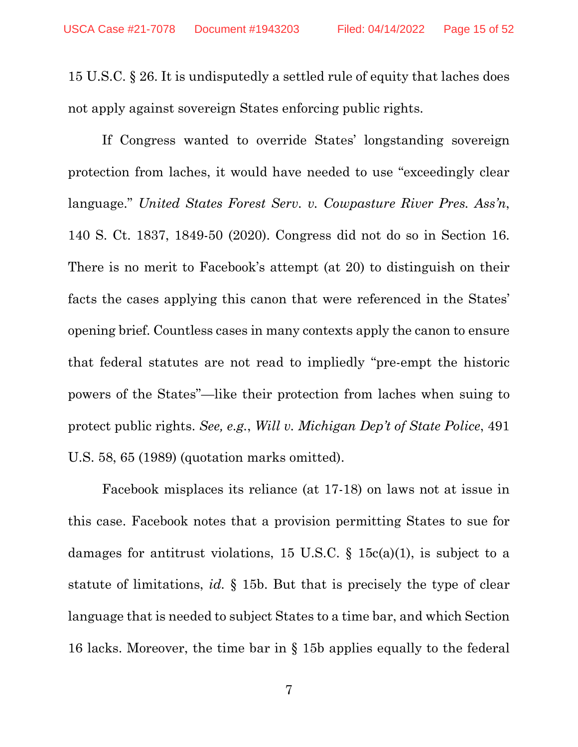15 U.S.C. § 26. It is undisputedly a settled rule of equity that laches does not apply against sovereign States enforcing public rights.

If Congress wanted to override States' longstanding sovereign protection from laches, it would have needed to use "exceedingly clear language." *United States Forest Serv. v. Cowpasture River Pres. Ass'n*, 140 S. Ct. 1837, 1849-50 (2020). Congress did not do so in Section 16. There is no merit to Facebook's attempt (at 20) to distinguish on their facts the cases applying this canon that were referenced in the States' opening brief. Countless cases in many contexts apply the canon to ensure that federal statutes are not read to impliedly "pre-empt the historic powers of the States"—like their protection from laches when suing to protect public rights. *See, e.g.*, *Will v. Michigan Dep't of State Police*, 491 U.S. 58, 65 (1989) (quotation marks omitted).

Facebook misplaces its reliance (at 17-18) on laws not at issue in this case. Facebook notes that a provision permitting States to sue for damages for antitrust violations, 15 U.S.C. § 15c(a)(1), is subject to a statute of limitations, *id.* § 15b. But that is precisely the type of clear language that is needed to subject States to a time bar, and which Section 16 lacks. Moreover, the time bar in § 15b applies equally to the federal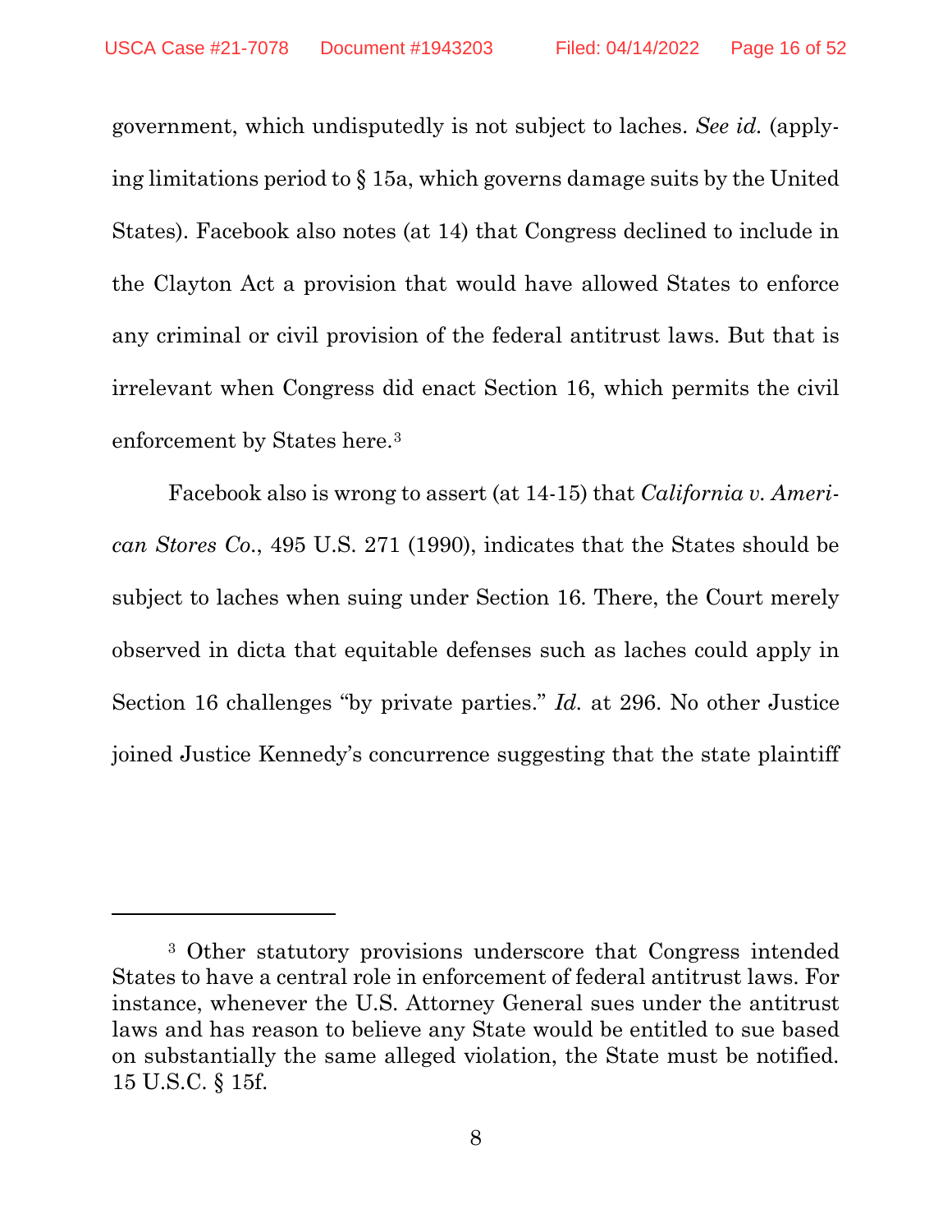government, which undisputedly is not subject to laches. *See id.* (applying limitations period to § 15a, which governs damage suits by the United States). Facebook also notes (at 14) that Congress declined to include in the Clayton Act a provision that would have allowed States to enforce any criminal or civil provision of the federal antitrust laws. But that is irrelevant when Congress did enact Section 16, which permits the civil enforcement by States here.[3]

Facebook also is wrong to assert (at 14-15) that *California v. American Stores Co.*, 495 U.S. 271 (1990), indicates that the States should be subject to laches when suing under Section 16. There, the Court merely observed in dicta that equitable defenses such as laches could apply in Section 16 challenges "by private parties." *Id.* at 296. No other Justice joined Justice Kennedy's concurrence suggesting that the state plaintiff

---

[3] Other statutory provisions underscore that Congress intended States to have a central role in enforcement of federal antitrust laws. For instance, whenever the U.S. Attorney General sues under the antitrust laws and has reason to believe any State would be entitled to sue based on substantially the same alleged violation, the State must be notified. 15 U.S.C. § 15f.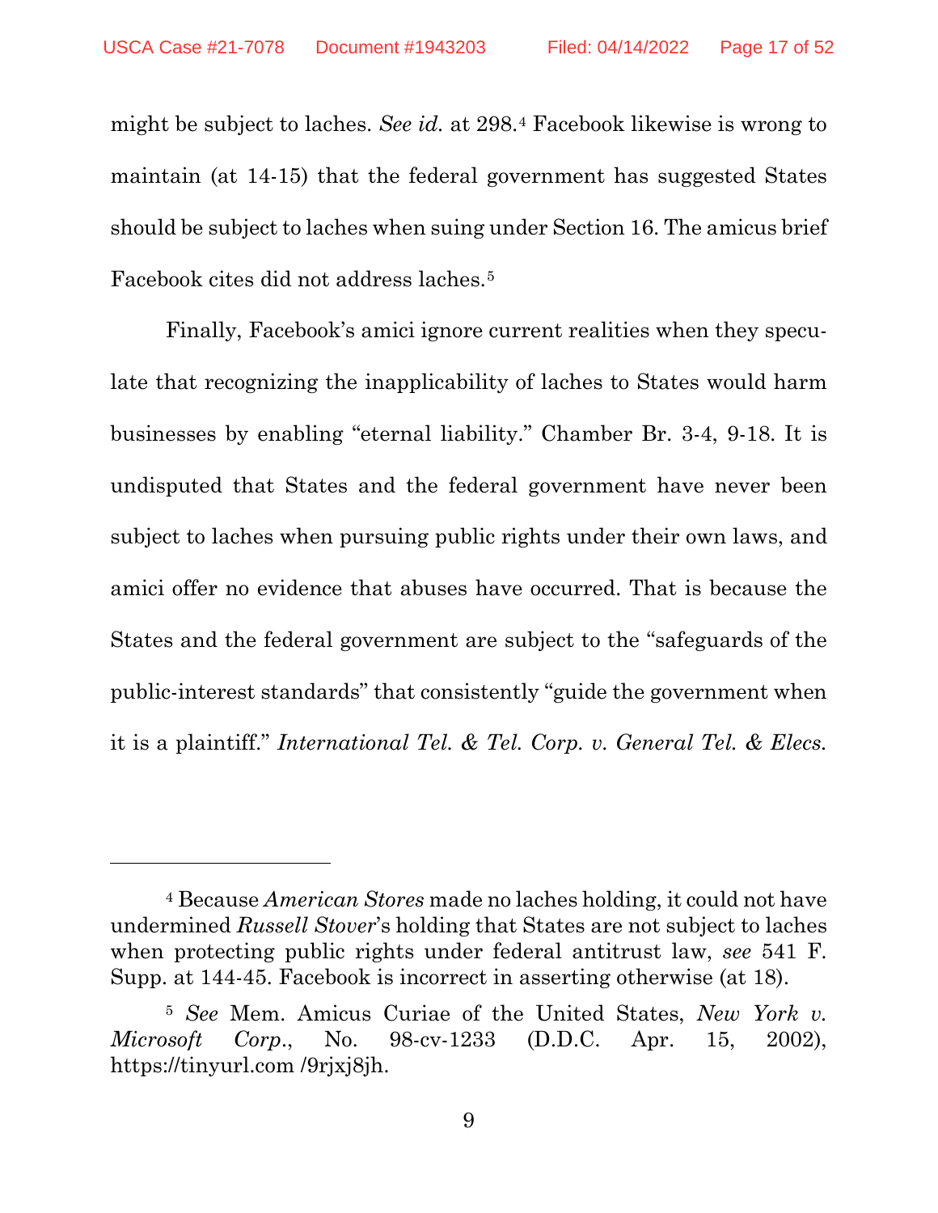might be subject to laches. *See id.* at 298.[4] Facebook likewise is wrong to maintain (at 14-15) that the federal government has suggested States should be subject to laches when suing under Section 16. The amicus brief Facebook cites did not address laches.[5]

Finally, Facebook's amici ignore current realities when they speculate that recognizing the inapplicability of laches to States would harm businesses by enabling "eternal liability." Chamber Br. 3-4, 9-18. It is undisputed that States and the federal government have never been subject to laches when pursuing public rights under their own laws, and amici offer no evidence that abuses have occurred. That is because the States and the federal government are subject to the "safeguards of the public-interest standards" that consistently "guide the government when it is a plaintiff." *International Tel. & Tel. Corp. v. General Tel. & Elecs.*

---

[4] Because *American Stores* made no laches holding, it could not have undermined *Russell Stover*'s holding that States are not subject to laches when protecting public rights under federal antitrust law, *see* 541 F. Supp. at 144-45. Facebook is incorrect in asserting otherwise (at 18).

[5] *See* Mem. Amicus Curiae of the United States, *New York v. Microsoft Corp.*, No. 98-cv-1233 (D.D.C. Apr. 15, 2002), https://tinyurl.com /9rjxj8jh.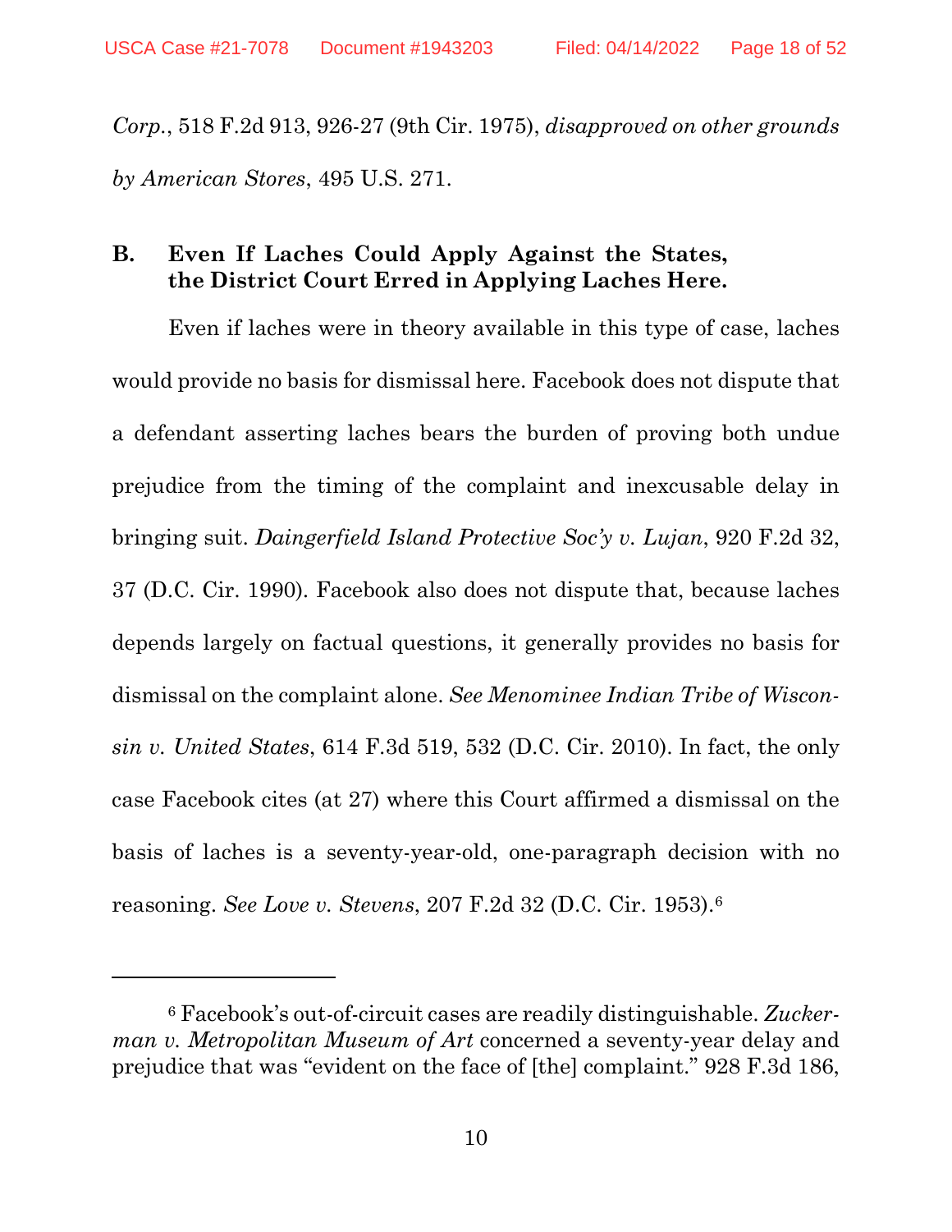*Corp.*, 518 F.2d 913, 926-27 (9th Cir. 1975), *disapproved on other grounds by American Stores*, 495 U.S. 271.

### B. Even If Laches Could Apply Against the States, the District Court Erred in Applying Laches Here.

Even if laches were in theory available in this type of case, laches would provide no basis for dismissal here. Facebook does not dispute that a defendant asserting laches bears the burden of proving both undue prejudice from the timing of the complaint and inexcusable delay in bringing suit. *Daingerfield Island Protective Soc'y v. Lujan*, 920 F.2d 32, 37 (D.C. Cir. 1990). Facebook also does not dispute that, because laches depends largely on factual questions, it generally provides no basis for dismissal on the complaint alone. *See Menominee Indian Tribe of Wisconsin v. United States*, 614 F.3d 519, 532 (D.C. Cir. 2010). In fact, the only case Facebook cites (at 27) where this Court affirmed a dismissal on the basis of laches is a seventy-year-old, one-paragraph decision with no reasoning. *See Love v. Stevens*, 207 F.2d 32 (D.C. Cir. 1953).[6]

---

[6] Facebook's out-of-circuit cases are readily distinguishable. *Zuckerman v. Metropolitan Museum of Art* concerned a seventy-year delay and prejudice that was "evident on the face of [the] complaint." 928 F.3d 186,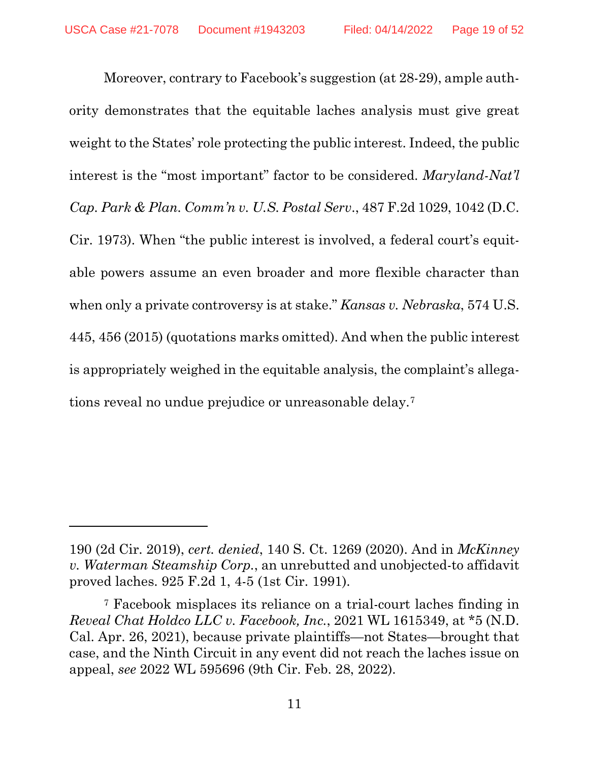Moreover, contrary to Facebook's suggestion (at 28-29), ample authority demonstrates that the equitable laches analysis must give great weight to the States' role protecting the public interest. Indeed, the public interest is the "most important" factor to be considered. *Maryland-Nat'l Cap. Park & Plan. Comm'n v. U.S. Postal Serv.*, 487 F.2d 1029, 1042 (D.C. Cir. 1973). When "the public interest is involved, a federal court's equitable powers assume an even broader and more flexible character than when only a private controversy is at stake." *Kansas v. Nebraska*, 574 U.S. 445, 456 (2015) (quotations marks omitted). And when the public interest is appropriately weighed in the equitable analysis, the complaint's allegations reveal no undue prejudice or unreasonable delay.[7]

---

190 (2d Cir. 2019), *cert. denied*, 140 S. Ct. 1269 (2020). And in *McKinney v. Waterman Steamship Corp.*, an unrebutted and unobjected-to affidavit proved laches. 925 F.2d 1, 4-5 (1st Cir. 1991).

[7] Facebook misplaces its reliance on a trial-court laches finding in *Reveal Chat Holdco LLC v. Facebook, Inc.*, 2021 WL 1615349, at *5 (N.D. Cal. Apr. 26, 2021), because private plaintiffs—not States—brought that case, and the Ninth Circuit in any event did not reach the laches issue on appeal, *see* 2022 WL 595696 (9th Cir. Feb. 28, 2022).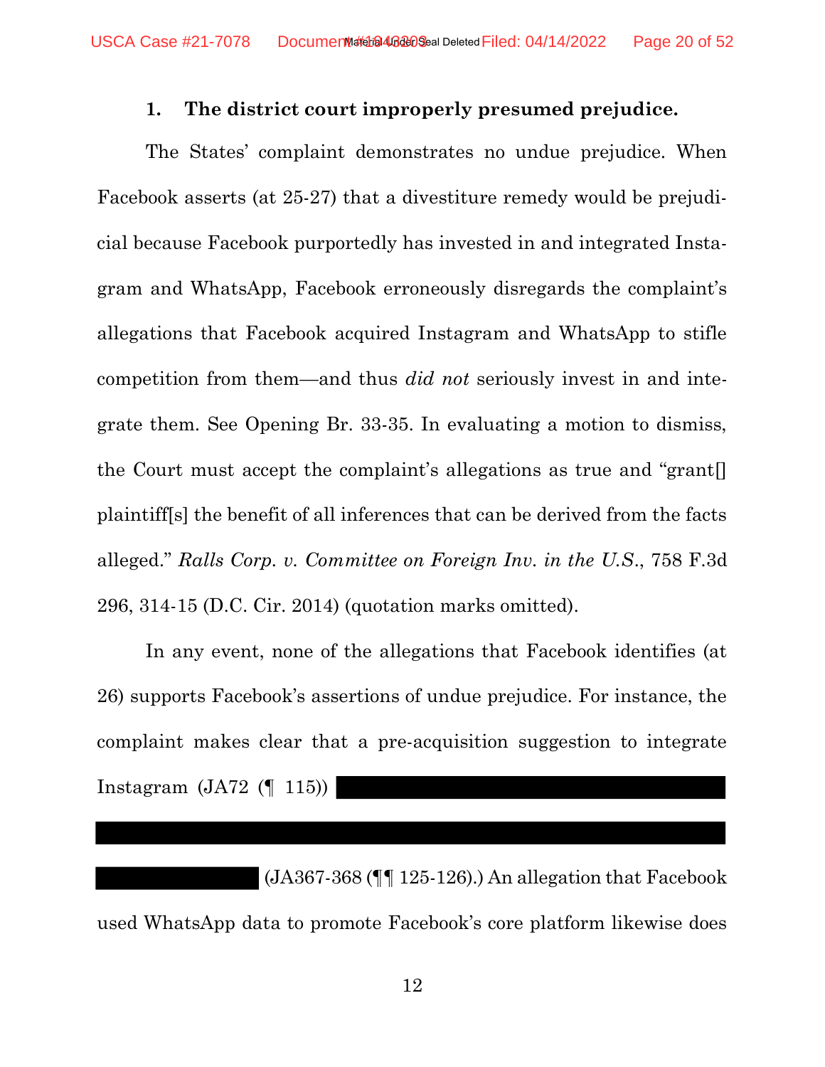### 1. The district court improperly presumed prejudice.

The States' complaint demonstrates no undue prejudice. When Facebook asserts (at 25-27) that a divestiture remedy would be prejudicial because Facebook purportedly has invested in and integrated Instagram and WhatsApp, Facebook erroneously disregards the complaint's allegations that Facebook acquired Instagram and WhatsApp to stifle competition from them—and thus *did not* seriously invest in and integrate them. See Opening Br. 33-35. In evaluating a motion to dismiss, the Court must accept the complaint's allegations as true and "grant[] plaintiff[s] the benefit of all inferences that can be derived from the facts alleged." *Ralls Corp. v. Committee on Foreign Inv. in the U.S.*, 758 F.3d 296, 314-15 (D.C. Cir. 2014) (quotation marks omitted).

In any event, none of the allegations that Facebook identifies (at 26) supports Facebook's assertions of undue prejudice. For instance, the complaint makes clear that a pre-acquisition suggestion to integrate Instagram (JA72 (¶ 115)) [REDACTED] (JA367-368 (¶¶ 125-126).) An allegation that Facebook used WhatsApp data to promote Facebook's core platform likewise does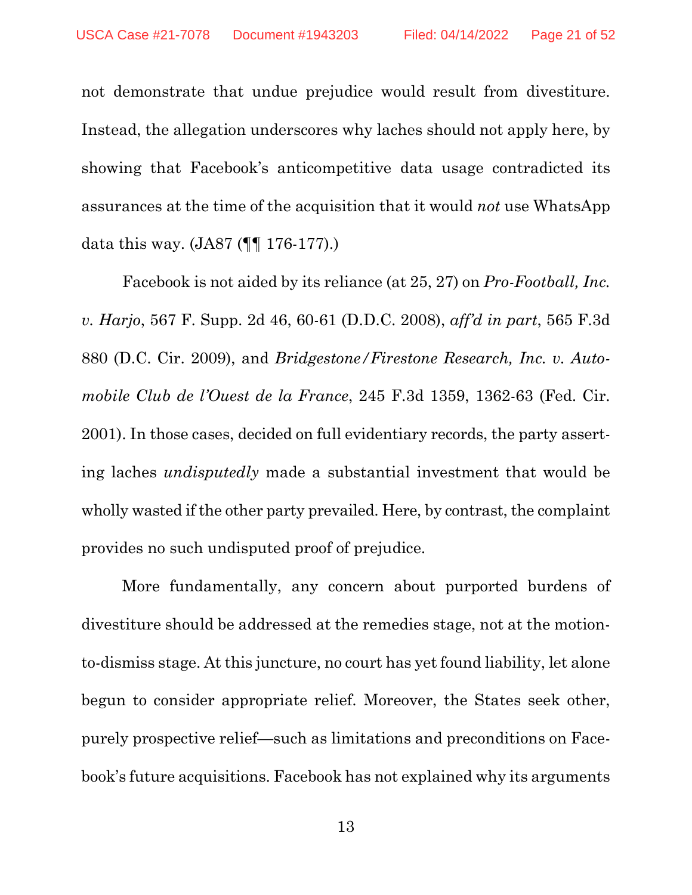not demonstrate that undue prejudice would result from divestiture. Instead, the allegation underscores why laches should not apply here, by showing that Facebook's anticompetitive data usage contradicted its assurances at the time of the acquisition that it would *not* use WhatsApp data this way. (JA87 (¶¶ 176-177).)

Facebook is not aided by its reliance (at 25, 27) on *Pro-Football, Inc. v. Harjo*, 567 F. Supp. 2d 46, 60-61 (D.D.C. 2008), *aff'd in part*, 565 F.3d 880 (D.C. Cir. 2009), and *Bridgestone/Firestone Research, Inc. v. Automobile Club de l'Ouest de la France*, 245 F.3d 1359, 1362-63 (Fed. Cir. 2001). In those cases, decided on full evidentiary records, the party asserting laches *undisputedly* made a substantial investment that would be wholly wasted if the other party prevailed. Here, by contrast, the complaint provides no such undisputed proof of prejudice.

More fundamentally, any concern about purported burdens of divestiture should be addressed at the remedies stage, not at the motion-to-dismiss stage. At this juncture, no court has yet found liability, let alone begun to consider appropriate relief. Moreover, the States seek other, purely prospective relief—such as limitations and preconditions on Facebook's future acquisitions. Facebook has not explained why its arguments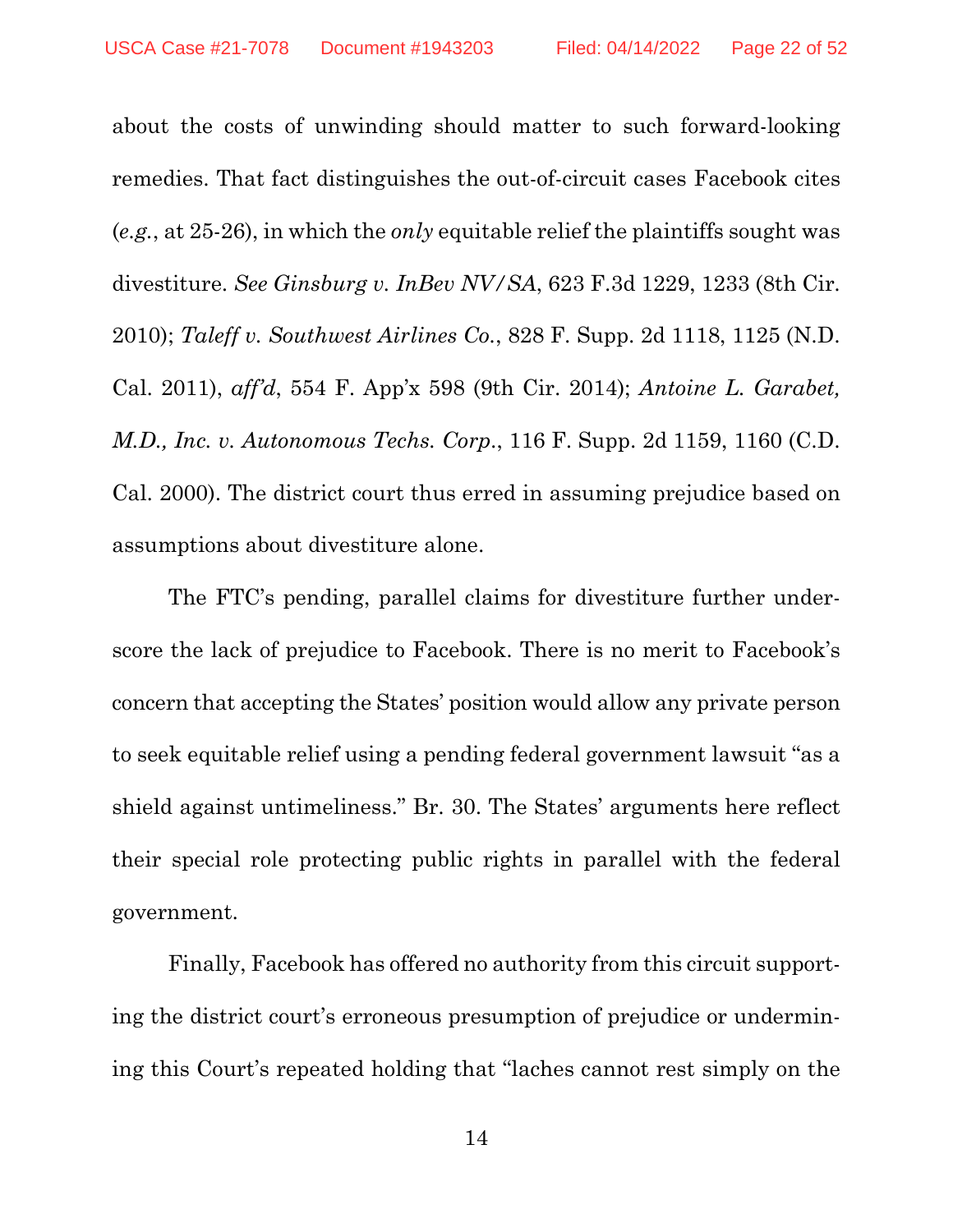about the costs of unwinding should matter to such forward-looking remedies. That fact distinguishes the out-of-circuit cases Facebook cites (*e.g.*, at 25-26), in which the *only* equitable relief the plaintiffs sought was divestiture. *See Ginsburg v. InBev NV/SA*, 623 F.3d 1229, 1233 (8th Cir. 2010); *Taleff v. Southwest Airlines Co.*, 828 F. Supp. 2d 1118, 1125 (N.D. Cal. 2011), *aff'd*, 554 F. App'x 598 (9th Cir. 2014); *Antoine L. Garabet, M.D., Inc. v. Autonomous Techs. Corp.*, 116 F. Supp. 2d 1159, 1160 (C.D. Cal. 2000). The district court thus erred in assuming prejudice based on assumptions about divestiture alone.

The FTC's pending, parallel claims for divestiture further underscore the lack of prejudice to Facebook. There is no merit to Facebook's concern that accepting the States' position would allow any private person to seek equitable relief using a pending federal government lawsuit "as a shield against untimeliness." Br. 30. The States' arguments here reflect their special role protecting public rights in parallel with the federal government.

Finally, Facebook has offered no authority from this circuit supporting the district court's erroneous presumption of prejudice or undermining this Court's repeated holding that "laches cannot rest simply on the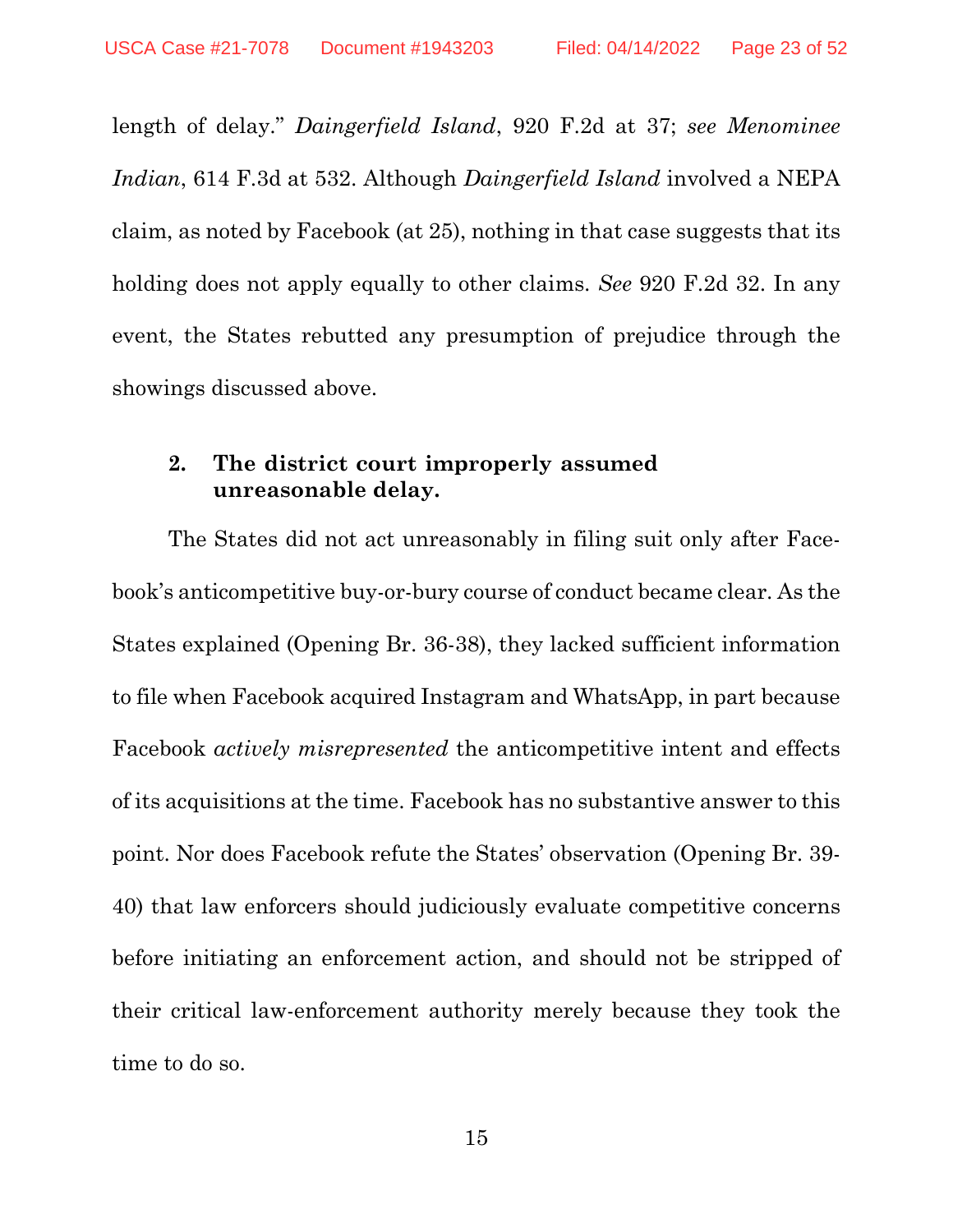length of delay." *Daingerfield Island*, 920 F.2d at 37; *see Menominee Indian*, 614 F.3d at 532. Although *Daingerfield Island* involved a NEPA claim, as noted by Facebook (at 25), nothing in that case suggests that its holding does not apply equally to other claims. *See* 920 F.2d 32. In any event, the States rebutted any presumption of prejudice through the showings discussed above.

### 2. The district court improperly assumed unreasonable delay.

The States did not act unreasonably in filing suit only after Facebook's anticompetitive buy-or-bury course of conduct became clear. As the States explained (Opening Br. 36-38), they lacked sufficient information to file when Facebook acquired Instagram and WhatsApp, in part because Facebook *actively misrepresented* the anticompetitive intent and effects of its acquisitions at the time. Facebook has no substantive answer to this point. Nor does Facebook refute the States' observation (Opening Br. 39-40) that law enforcers should judiciously evaluate competitive concerns before initiating an enforcement action, and should not be stripped of their critical law-enforcement authority merely because they took the time to do so.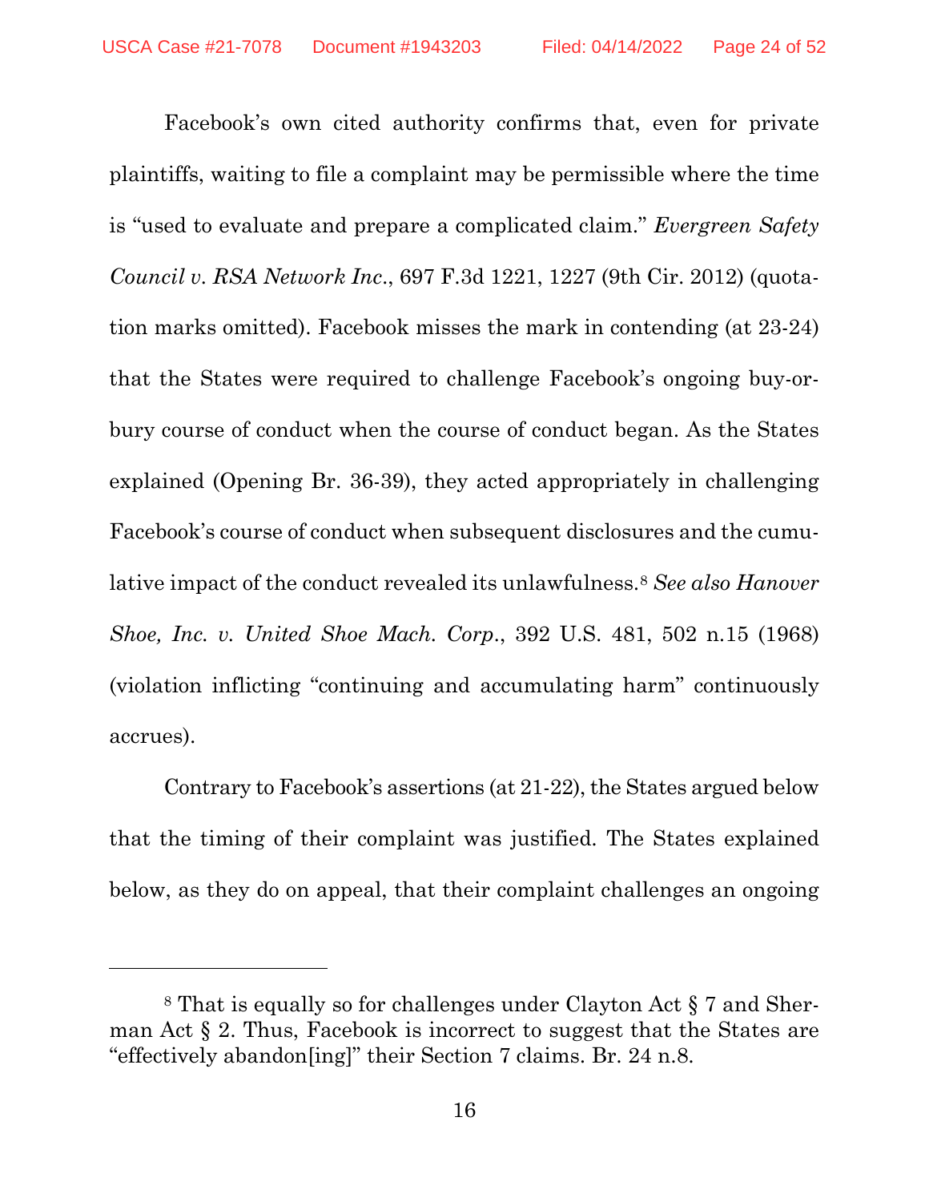Facebook's own cited authority confirms that, even for private plaintiffs, waiting to file a complaint may be permissible where the time is "used to evaluate and prepare a complicated claim." *Evergreen Safety Council v. RSA Network Inc.*, 697 F.3d 1221, 1227 (9th Cir. 2012) (quotation marks omitted). Facebook misses the mark in contending (at 23-24) that the States were required to challenge Facebook's ongoing buy-or-bury course of conduct when the course of conduct began. As the States explained (Opening Br. 36-39), they acted appropriately in challenging Facebook's course of conduct when subsequent disclosures and the cumulative impact of the conduct revealed its unlawfulness.[8] *See also Hanover Shoe, Inc. v. United Shoe Mach. Corp.*, 392 U.S. 481, 502 n.15 (1968) (violation inflicting "continuing and accumulating harm" continuously accrues).

Contrary to Facebook's assertions (at 21-22), the States argued below that the timing of their complaint was justified. The States explained below, as they do on appeal, that their complaint challenges an ongoing

---

[8] That is equally so for challenges under Clayton Act § 7 and Sherman Act § 2. Thus, Facebook is incorrect to suggest that the States are "effectively abandon[ing]" their Section 7 claims. Br. 24 n.8.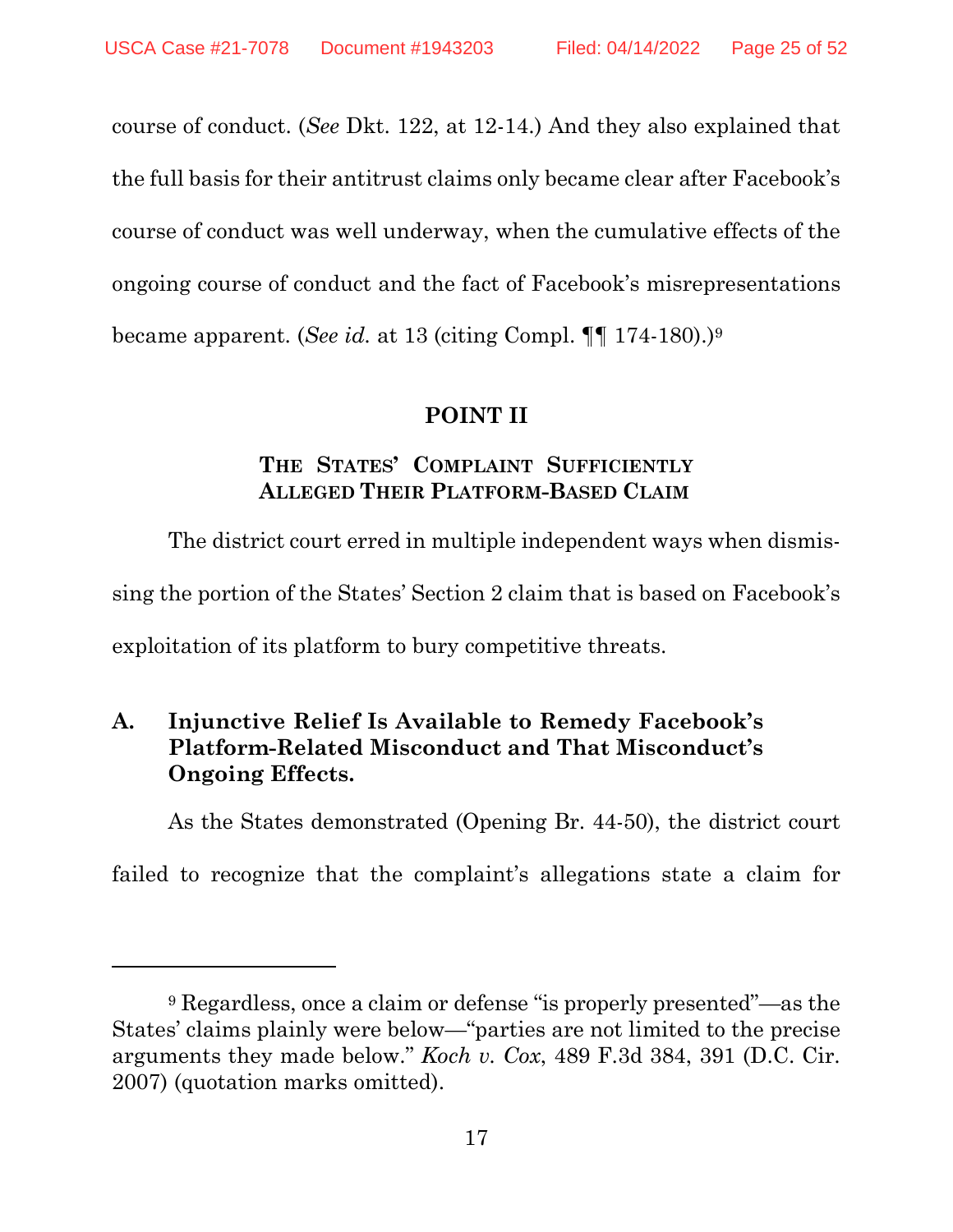course of conduct. (*See* Dkt. 122, at 12-14.) And they also explained that the full basis for their antitrust claims only became clear after Facebook's course of conduct was well underway, when the cumulative effects of the ongoing course of conduct and the fact of Facebook's misrepresentations became apparent. (*See id.* at 13 (citing Compl. ¶¶ 174-180).)[9]

## POINT II

### THE STATES' COMPLAINT SUFFICIENTLY ALLEGED THEIR PLATFORM-BASED CLAIM

The district court erred in multiple independent ways when dismissing the portion of the States' Section 2 claim that is based on Facebook's exploitation of its platform to bury competitive threats.

### A. Injunctive Relief Is Available to Remedy Facebook's Platform-Related Misconduct and That Misconduct's Ongoing Effects.

As the States demonstrated (Opening Br. 44-50), the district court failed to recognize that the complaint's allegations state a claim for

---

[9] Regardless, once a claim or defense "is properly presented"—as the States' claims plainly were below—"parties are not limited to the precise arguments they made below." *Koch v. Cox*, 489 F.3d 384, 391 (D.C. Cir. 2007) (quotation marks omitted).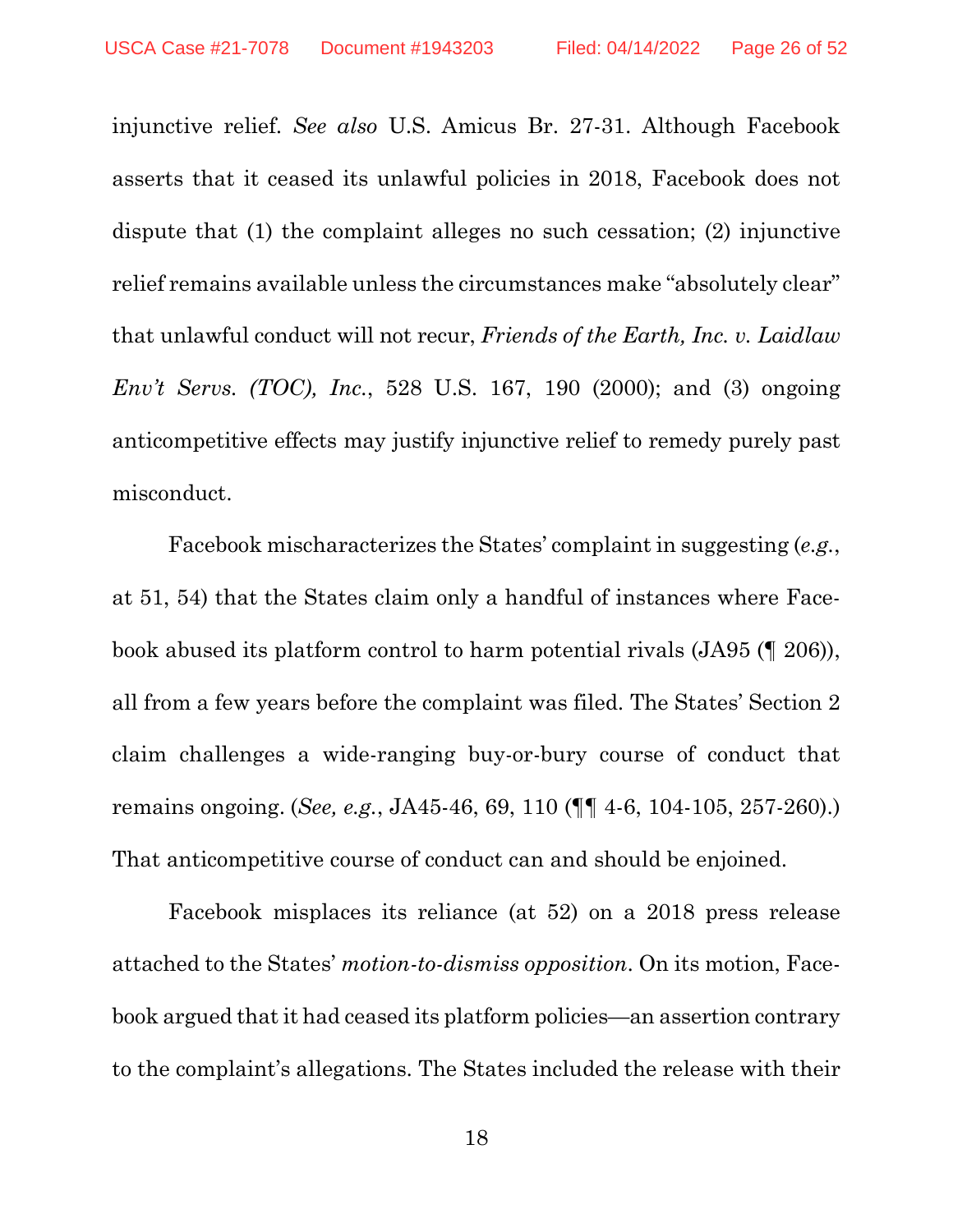injunctive relief. *See also* U.S. Amicus Br. 27-31. Although Facebook asserts that it ceased its unlawful policies in 2018, Facebook does not dispute that (1) the complaint alleges no such cessation; (2) injunctive relief remains available unless the circumstances make "absolutely clear" that unlawful conduct will not recur, *Friends of the Earth, Inc. v. Laidlaw Env't Servs. (TOC), Inc.*, 528 U.S. 167, 190 (2000); and (3) ongoing anticompetitive effects may justify injunctive relief to remedy purely past misconduct.

Facebook mischaracterizes the States' complaint in suggesting (*e.g.*, at 51, 54) that the States claim only a handful of instances where Facebook abused its platform control to harm potential rivals (JA95 (¶ 206)), all from a few years before the complaint was filed. The States' Section 2 claim challenges a wide-ranging buy-or-bury course of conduct that remains ongoing. (*See, e.g.*, JA45-46, 69, 110 (¶¶ 4-6, 104-105, 257-260).) That anticompetitive course of conduct can and should be enjoined.

Facebook misplaces its reliance (at 52) on a 2018 press release attached to the States' *motion-to-dismiss opposition*. On its motion, Facebook argued that it had ceased its platform policies—an assertion contrary to the complaint's allegations. The States included the release with their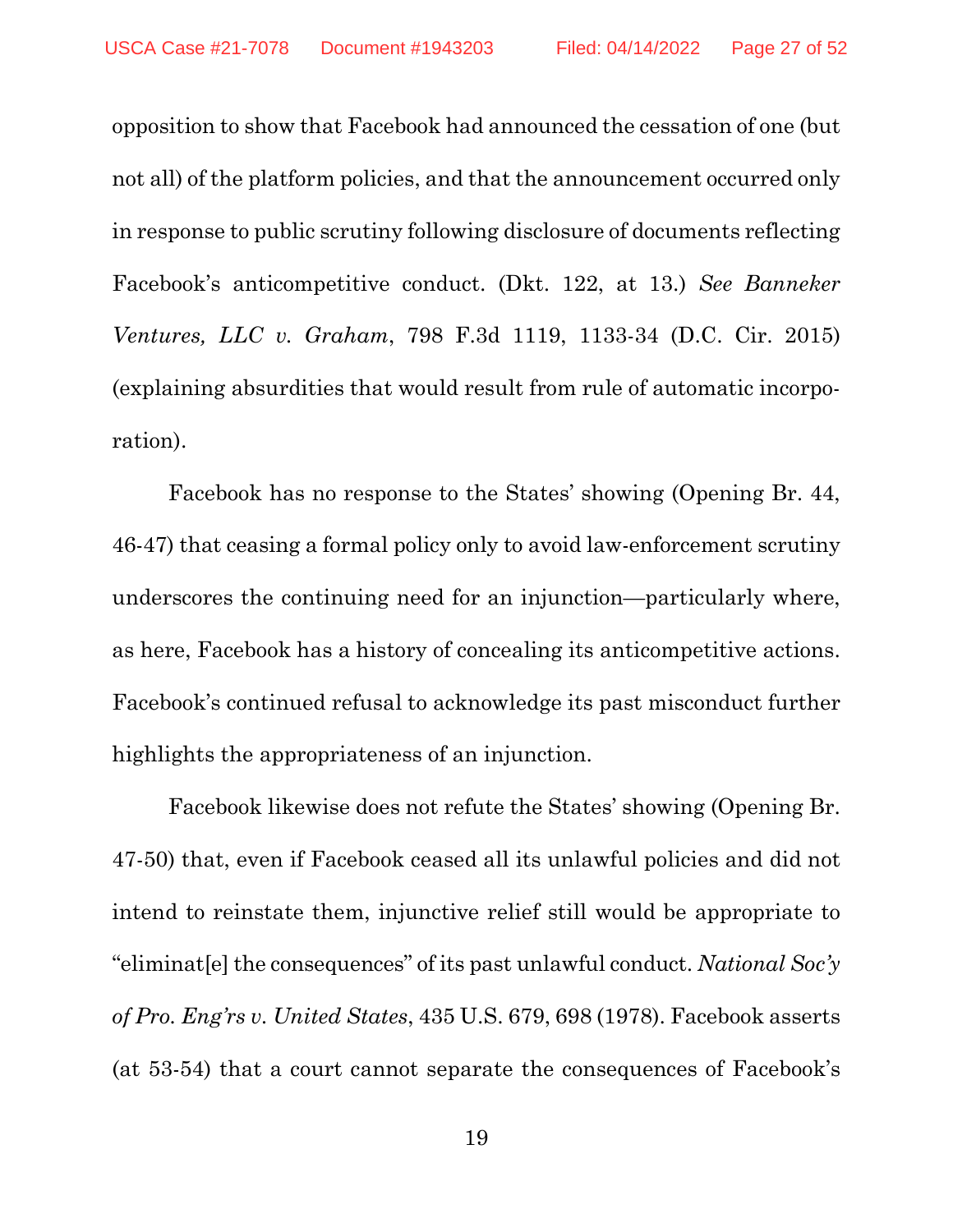opposition to show that Facebook had announced the cessation of one (but not all) of the platform policies, and that the announcement occurred only in response to public scrutiny following disclosure of documents reflecting Facebook's anticompetitive conduct. (Dkt. 122, at 13.) *See Banneker Ventures, LLC v. Graham*, 798 F.3d 1119, 1133-34 (D.C. Cir. 2015) (explaining absurdities that would result from rule of automatic incorporation).

Facebook has no response to the States' showing (Opening Br. 44, 46-47) that ceasing a formal policy only to avoid law-enforcement scrutiny underscores the continuing need for an injunction—particularly where, as here, Facebook has a history of concealing its anticompetitive actions. Facebook's continued refusal to acknowledge its past misconduct further highlights the appropriateness of an injunction.

Facebook likewise does not refute the States' showing (Opening Br. 47-50) that, even if Facebook ceased all its unlawful policies and did not intend to reinstate them, injunctive relief still would be appropriate to "eliminat[e] the consequences" of its past unlawful conduct. *National Soc'y of Pro. Eng'rs v. United States*, 435 U.S. 679, 698 (1978). Facebook asserts (at 53-54) that a court cannot separate the consequences of Facebook's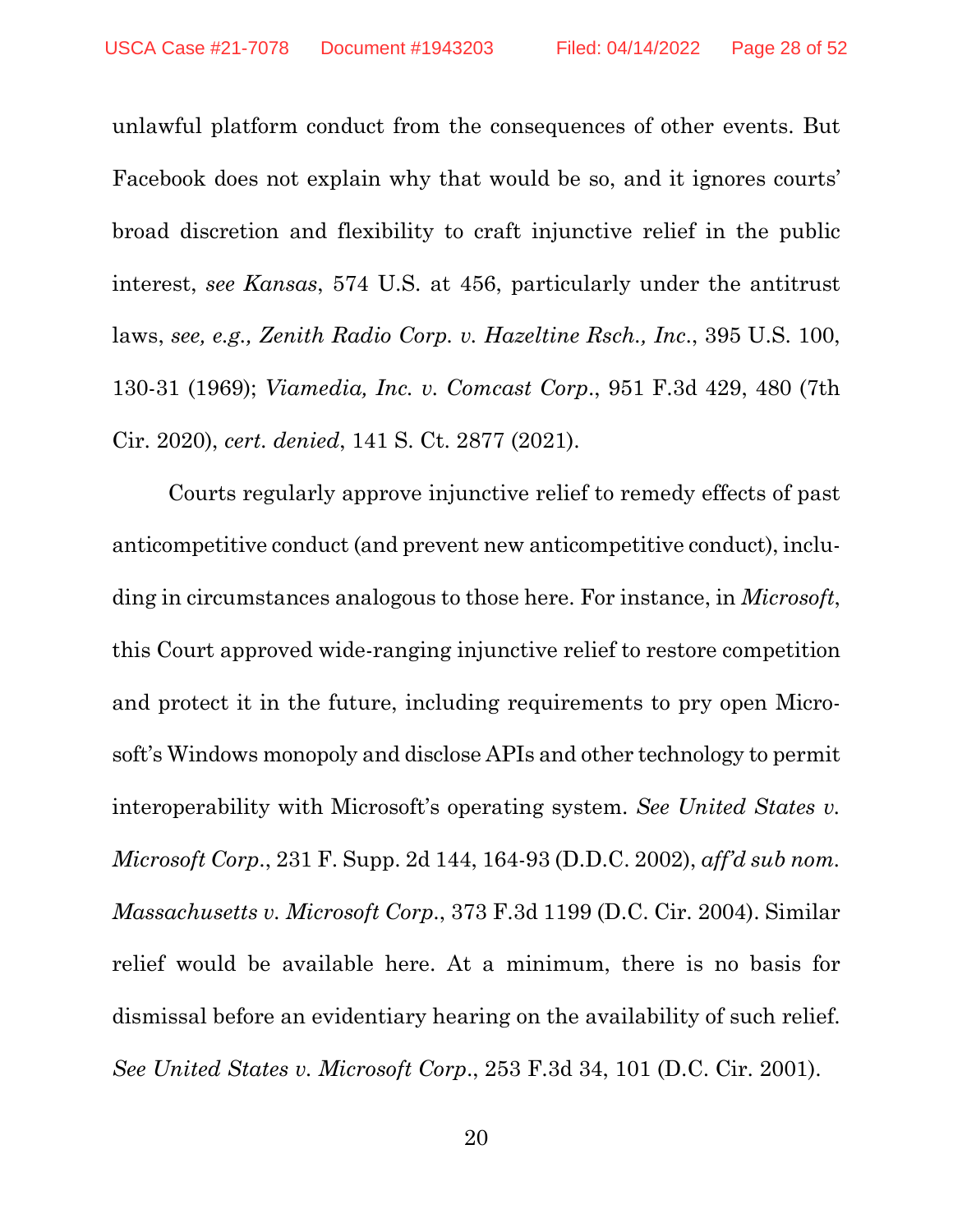unlawful platform conduct from the consequences of other events. But Facebook does not explain why that would be so, and it ignores courts' broad discretion and flexibility to craft injunctive relief in the public interest, *see Kansas*, 574 U.S. at 456, particularly under the antitrust laws, *see, e.g., Zenith Radio Corp. v. Hazeltine Rsch., Inc.*, 395 U.S. 100, 130-31 (1969); *Viamedia, Inc. v. Comcast Corp.*, 951 F.3d 429, 480 (7th Cir. 2020), *cert. denied*, 141 S. Ct. 2877 (2021).

Courts regularly approve injunctive relief to remedy effects of past anticompetitive conduct (and prevent new anticompetitive conduct), including in circumstances analogous to those here. For instance, in *Microsoft*, this Court approved wide-ranging injunctive relief to restore competition and protect it in the future, including requirements to pry open Microsoft's Windows monopoly and disclose APIs and other technology to permit interoperability with Microsoft's operating system. *See United States v. Microsoft Corp.*, 231 F. Supp. 2d 144, 164-93 (D.D.C. 2002), *aff'd sub nom. Massachusetts v. Microsoft Corp.*, 373 F.3d 1199 (D.C. Cir. 2004). Similar relief would be available here. At a minimum, there is no basis for dismissal before an evidentiary hearing on the availability of such relief. *See United States v. Microsoft Corp.*, 253 F.3d 34, 101 (D.C. Cir. 2001).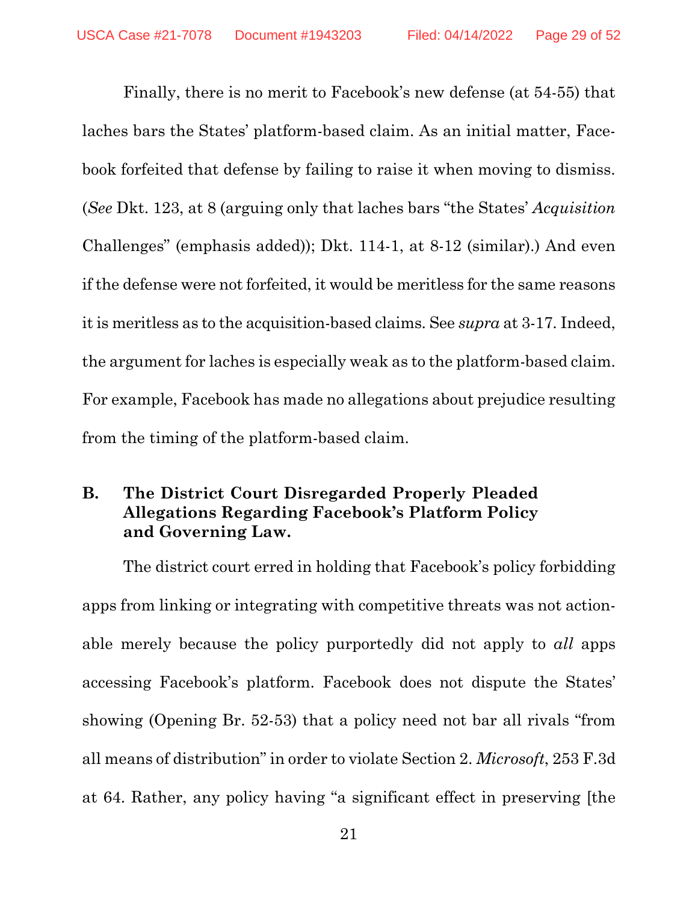Finally, there is no merit to Facebook's new defense (at 54-55) that laches bars the States' platform-based claim. As an initial matter, Facebook forfeited that defense by failing to raise it when moving to dismiss. (*See* Dkt. 123, at 8 (arguing only that laches bars "the States' *Acquisition* Challenges" (emphasis added)); Dkt. 114-1, at 8-12 (similar).) And even if the defense were not forfeited, it would be meritless for the same reasons it is meritless as to the acquisition-based claims. See *supra* at 3-17. Indeed, the argument for laches is especially weak as to the platform-based claim. For example, Facebook has made no allegations about prejudice resulting from the timing of the platform-based claim.

### B. The District Court Disregarded Properly Pleaded Allegations Regarding Facebook's Platform Policy and Governing Law.

The district court erred in holding that Facebook's policy forbidding apps from linking or integrating with competitive threats was not actionable merely because the policy purportedly did not apply to *all* apps accessing Facebook's platform. Facebook does not dispute the States' showing (Opening Br. 52-53) that a policy need not bar all rivals "from all means of distribution" in order to violate Section 2. *Microsoft*, 253 F.3d at 64. Rather, any policy having "a significant effect in preserving [the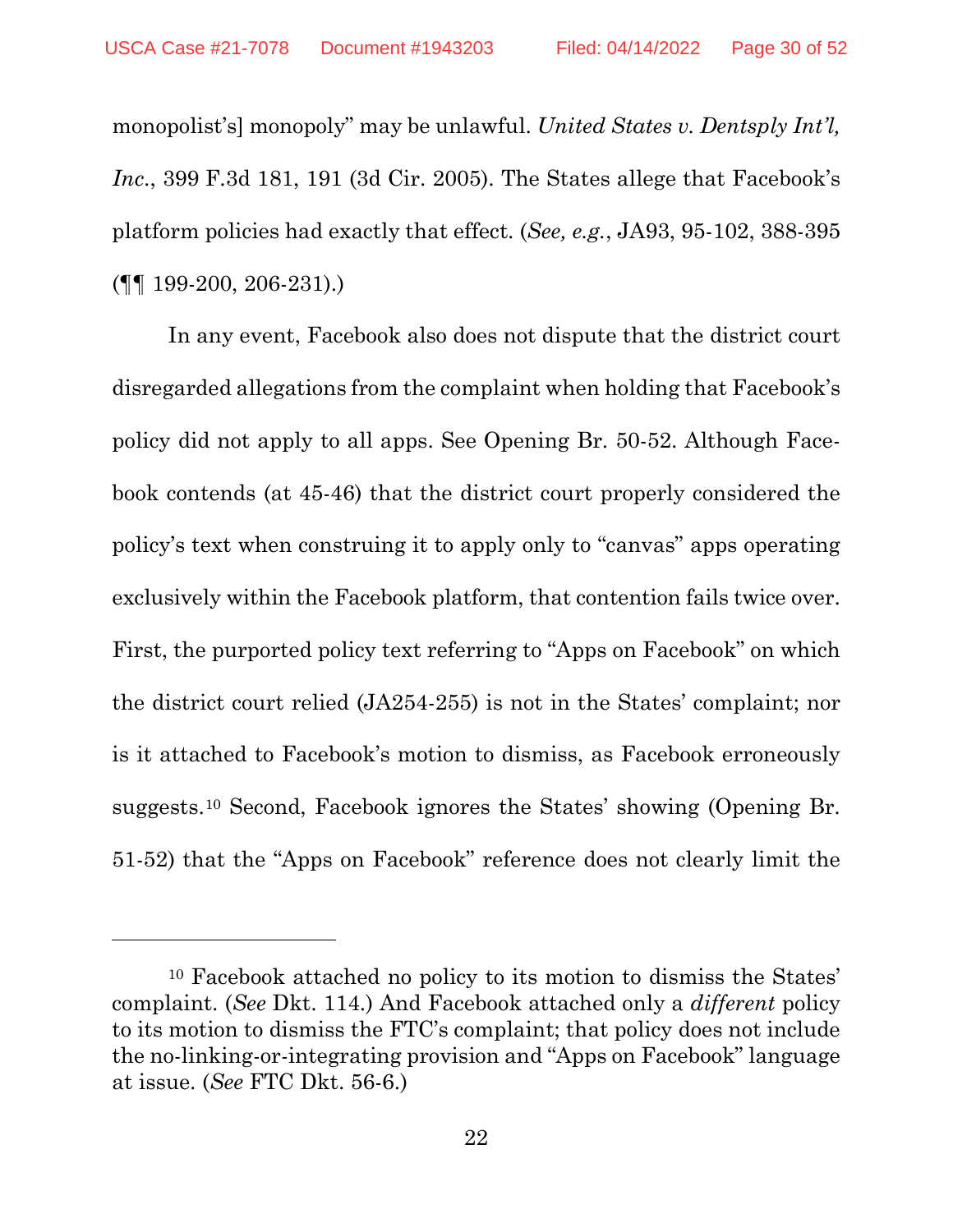monopolist's] monopoly" may be unlawful. *United States v. Dentsply Int'l, Inc.*, 399 F.3d 181, 191 (3d Cir. 2005). The States allege that Facebook's platform policies had exactly that effect. (*See, e.g.*, JA93, 95-102, 388-395 (¶¶ 199-200, 206-231).)

In any event, Facebook also does not dispute that the district court disregarded allegations from the complaint when holding that Facebook's policy did not apply to all apps. See Opening Br. 50-52. Although Facebook contends (at 45-46) that the district court properly considered the policy's text when construing it to apply only to "canvas" apps operating exclusively within the Facebook platform, that contention fails twice over. First, the purported policy text referring to "Apps on Facebook" on which the district court relied (JA254-255) is not in the States' complaint; nor is it attached to Facebook's motion to dismiss, as Facebook erroneously suggests.[10] Second, Facebook ignores the States' showing (Opening Br. 51-52) that the "Apps on Facebook" reference does not clearly limit the

---

[10] Facebook attached no policy to its motion to dismiss the States' complaint. (*See* Dkt. 114.) And Facebook attached only a *different* policy to its motion to dismiss the FTC's complaint; that policy does not include the no-linking-or-integrating provision and "Apps on Facebook" language at issue. (*See* FTC Dkt. 56-6.)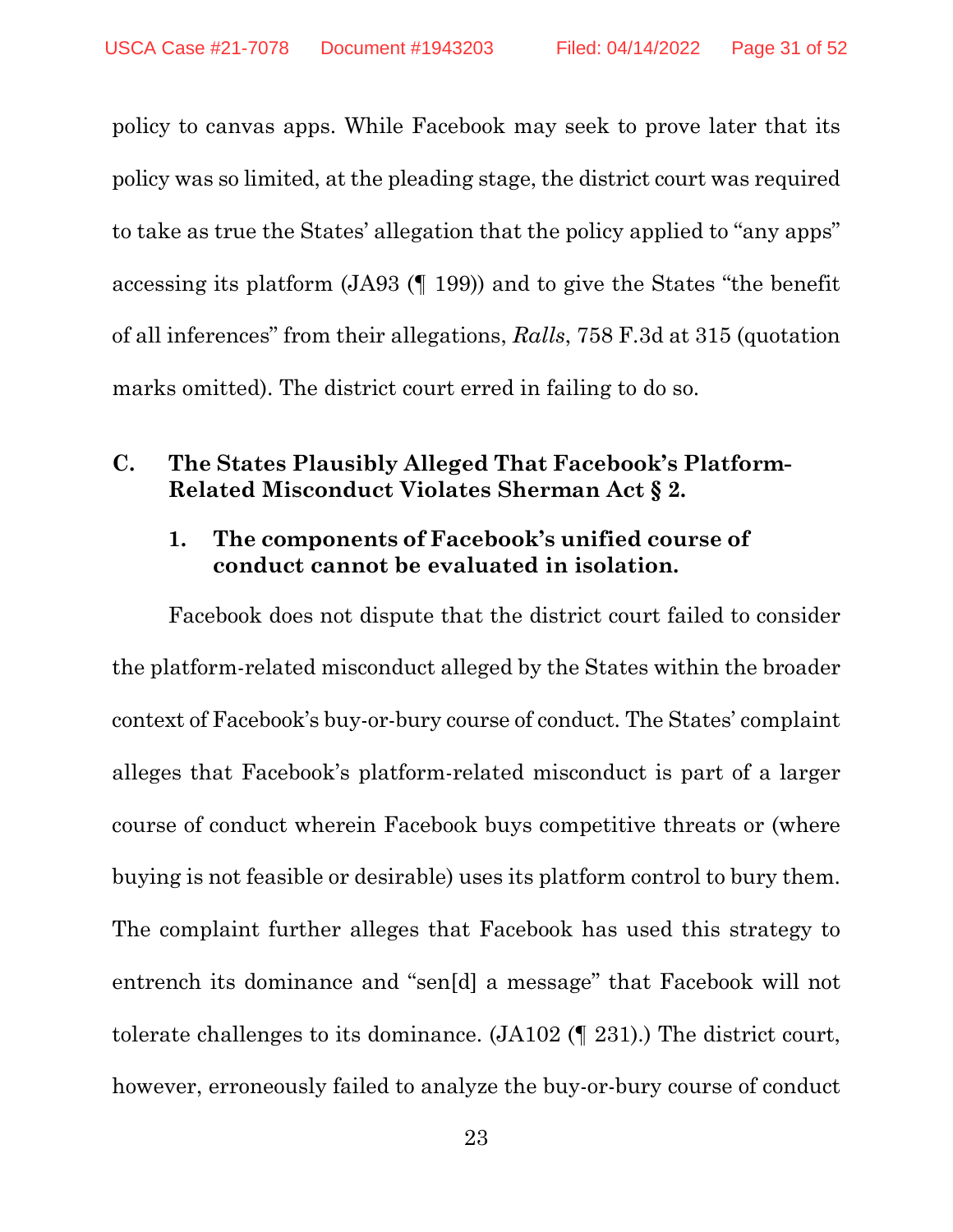policy to canvas apps. While Facebook may seek to prove later that its policy was so limited, at the pleading stage, the district court was required to take as true the States' allegation that the policy applied to "any apps" accessing its platform (JA93 (¶ 199)) and to give the States "the benefit of all inferences" from their allegations, *Ralls*, 758 F.3d at 315 (quotation marks omitted). The district court erred in failing to do so.

### C. The States Plausibly Alleged That Facebook's Platform-Related Misconduct Violates Sherman Act § 2.

#### 1. The components of Facebook's unified course of conduct cannot be evaluated in isolation.

Facebook does not dispute that the district court failed to consider the platform-related misconduct alleged by the States within the broader context of Facebook's buy-or-bury course of conduct. The States' complaint alleges that Facebook's platform-related misconduct is part of a larger course of conduct wherein Facebook buys competitive threats or (where buying is not feasible or desirable) uses its platform control to bury them. The complaint further alleges that Facebook has used this strategy to entrench its dominance and "sen[d] a message" that Facebook will not tolerate challenges to its dominance. (JA102 (¶ 231).) The district court, however, erroneously failed to analyze the buy-or-bury course of conduct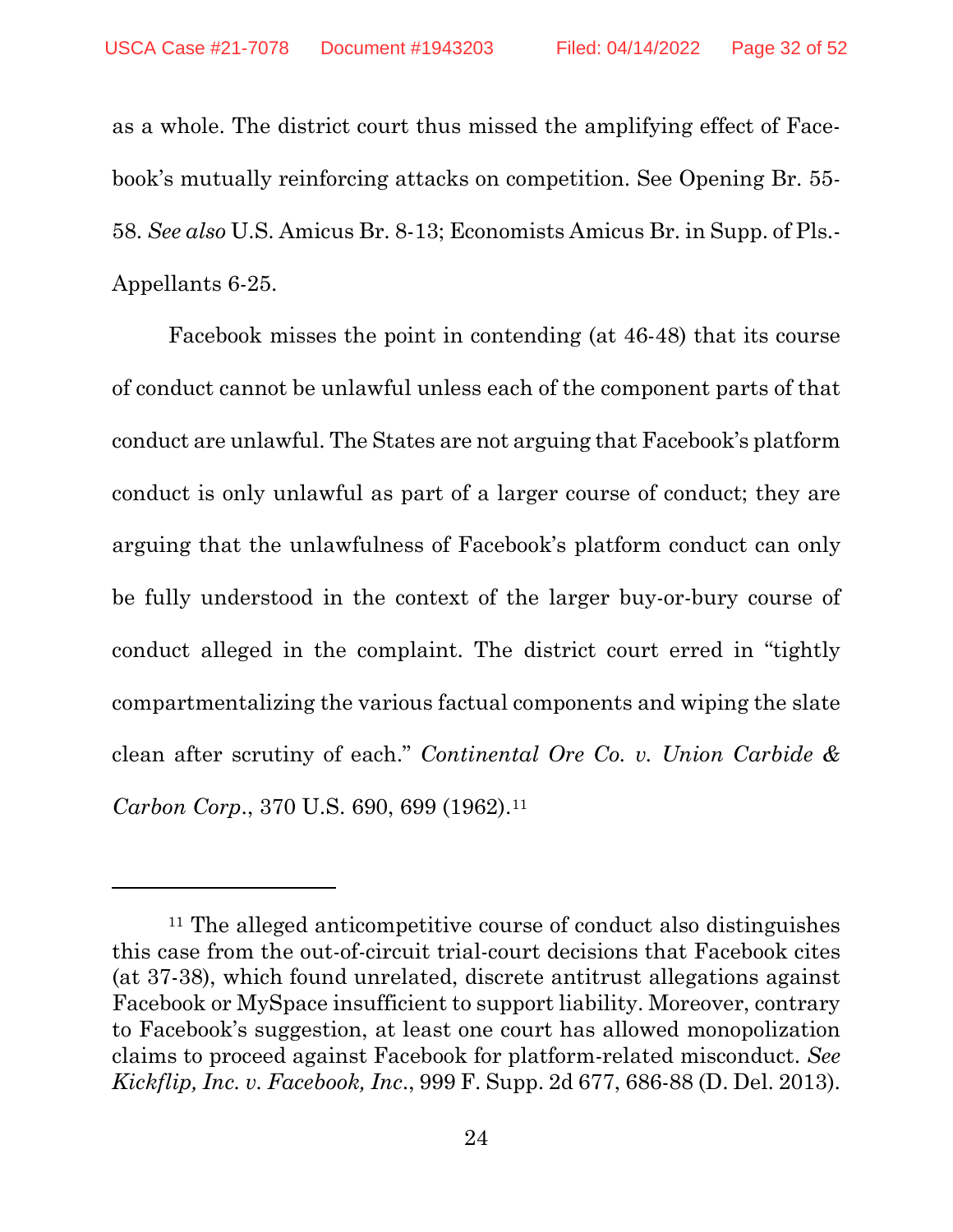as a whole. The district court thus missed the amplifying effect of Facebook's mutually reinforcing attacks on competition. See Opening Br. 55-58. *See also* U.S. Amicus Br. 8-13; Economists Amicus Br. in Supp. of Pls.-Appellants 6-25.

Facebook misses the point in contending (at 46-48) that its course of conduct cannot be unlawful unless each of the component parts of that conduct are unlawful. The States are not arguing that Facebook's platform conduct is only unlawful as part of a larger course of conduct; they are arguing that the unlawfulness of Facebook's platform conduct can only be fully understood in the context of the larger buy-or-bury course of conduct alleged in the complaint. The district court erred in "tightly compartmentalizing the various factual components and wiping the slate clean after scrutiny of each." *Continental Ore Co. v. Union Carbide & Carbon Corp.*, 370 U.S. 690, 699 (1962).[11]

---

[11] The alleged anticompetitive course of conduct also distinguishes this case from the out-of-circuit trial-court decisions that Facebook cites (at 37-38), which found unrelated, discrete antitrust allegations against Facebook or MySpace insufficient to support liability. Moreover, contrary to Facebook's suggestion, at least one court has allowed monopolization claims to proceed against Facebook for platform-related misconduct. *See Kickflip, Inc. v. Facebook, Inc.*, 999 F. Supp. 2d 677, 686-88 (D. Del. 2013).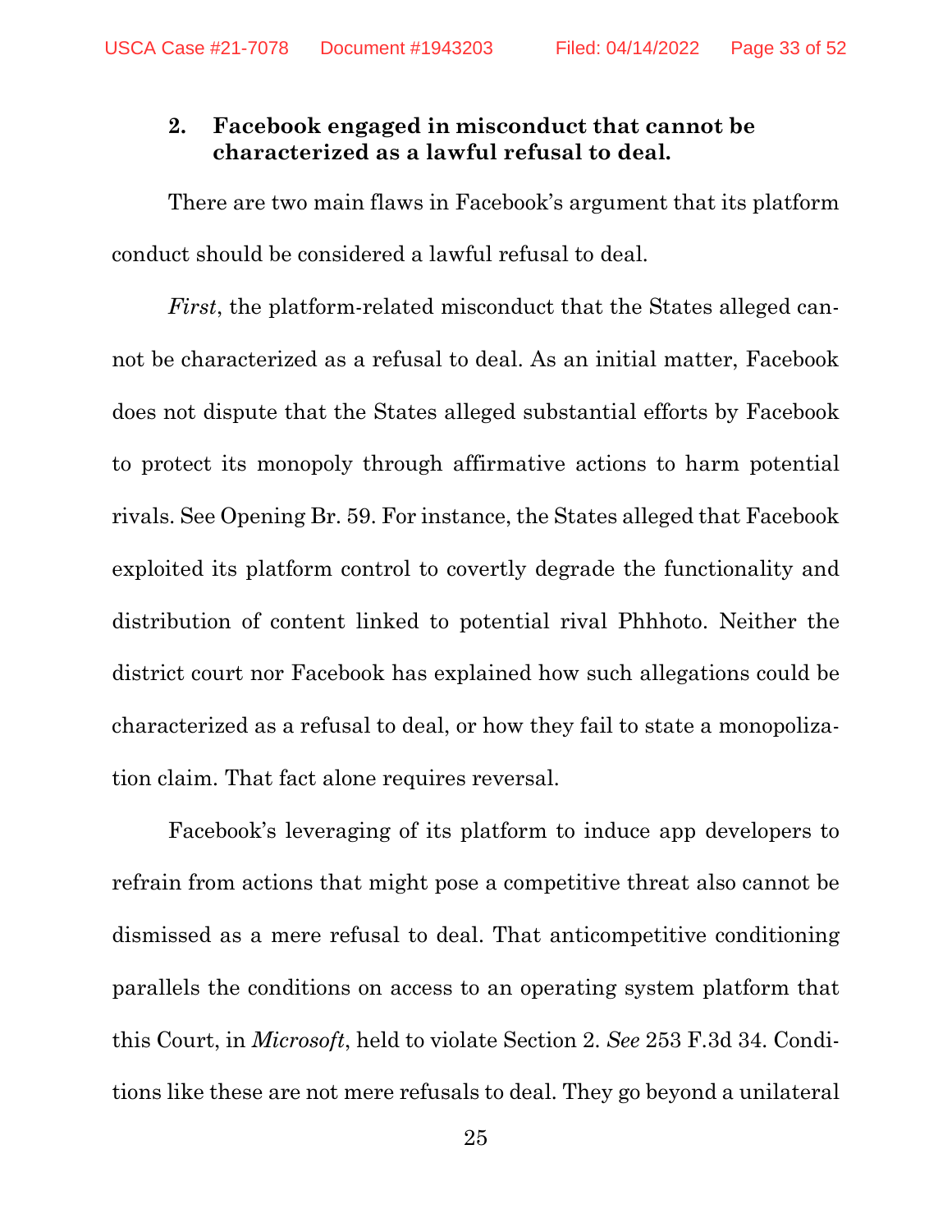### 2. Facebook engaged in misconduct that cannot be characterized as a lawful refusal to deal.

There are two main flaws in Facebook's argument that its platform conduct should be considered a lawful refusal to deal.

*First*, the platform-related misconduct that the States alleged cannot be characterized as a refusal to deal. As an initial matter, Facebook does not dispute that the States alleged substantial efforts by Facebook to protect its monopoly through affirmative actions to harm potential rivals. See Opening Br. 59. For instance, the States alleged that Facebook exploited its platform control to covertly degrade the functionality and distribution of content linked to potential rival Phhhoto. Neither the district court nor Facebook has explained how such allegations could be characterized as a refusal to deal, or how they fail to state a monopolization claim. That fact alone requires reversal.

Facebook's leveraging of its platform to induce app developers to refrain from actions that might pose a competitive threat also cannot be dismissed as a mere refusal to deal. That anticompetitive conditioning parallels the conditions on access to an operating system platform that this Court, in *Microsoft*, held to violate Section 2. *See* 253 F.3d 34. Conditions like these are not mere refusals to deal. They go beyond a unilateral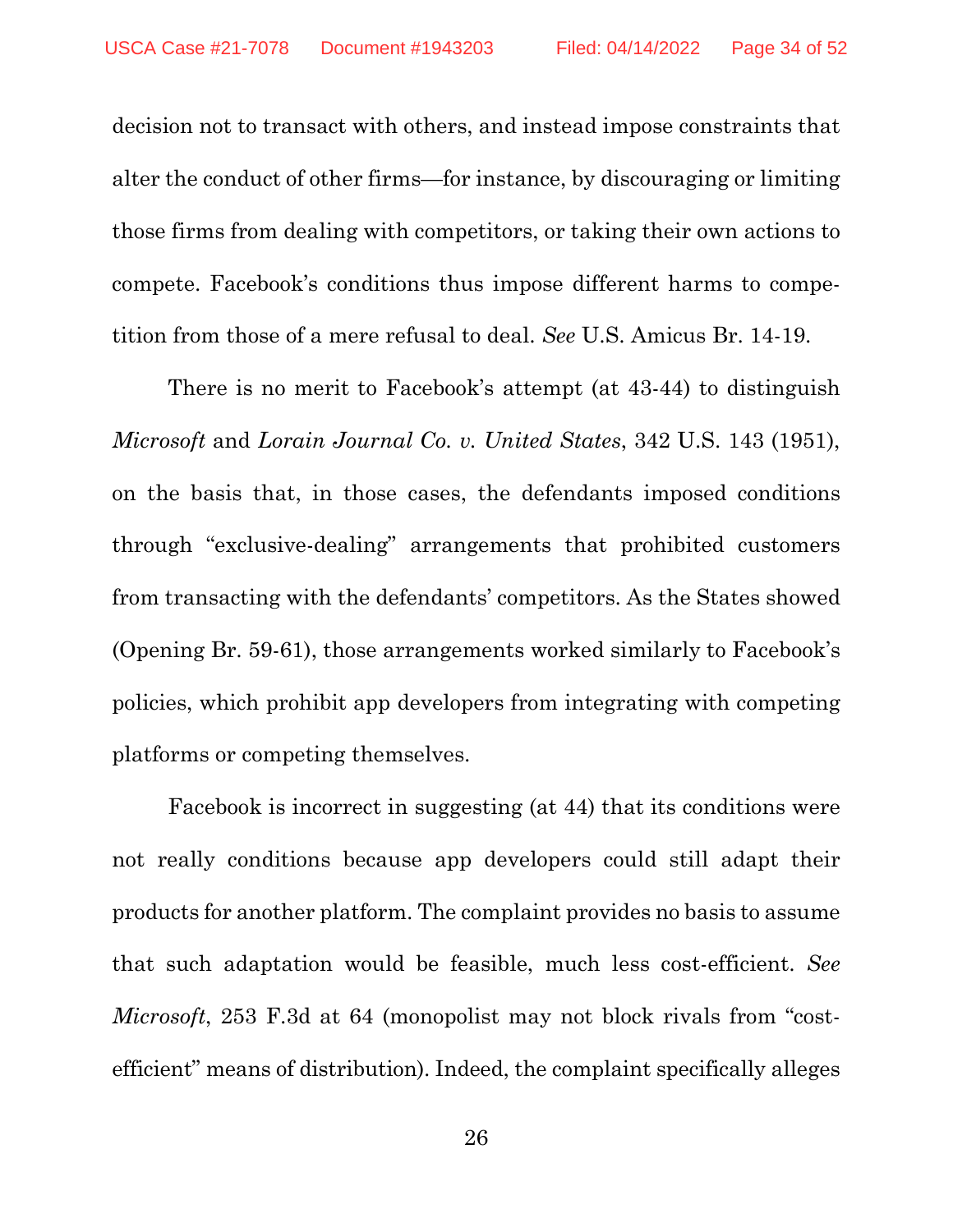decision not to transact with others, and instead impose constraints that alter the conduct of other firms—for instance, by discouraging or limiting those firms from dealing with competitors, or taking their own actions to compete. Facebook's conditions thus impose different harms to competition from those of a mere refusal to deal. *See* U.S. Amicus Br. 14-19.

There is no merit to Facebook's attempt (at 43-44) to distinguish *Microsoft* and *Lorain Journal Co. v. United States*, 342 U.S. 143 (1951), on the basis that, in those cases, the defendants imposed conditions through "exclusive-dealing" arrangements that prohibited customers from transacting with the defendants' competitors. As the States showed (Opening Br. 59-61), those arrangements worked similarly to Facebook's policies, which prohibit app developers from integrating with competing platforms or competing themselves.

Facebook is incorrect in suggesting (at 44) that its conditions were not really conditions because app developers could still adapt their products for another platform. The complaint provides no basis to assume that such adaptation would be feasible, much less cost-efficient. *See Microsoft*, 253 F.3d at 64 (monopolist may not block rivals from "cost-efficient" means of distribution). Indeed, the complaint specifically alleges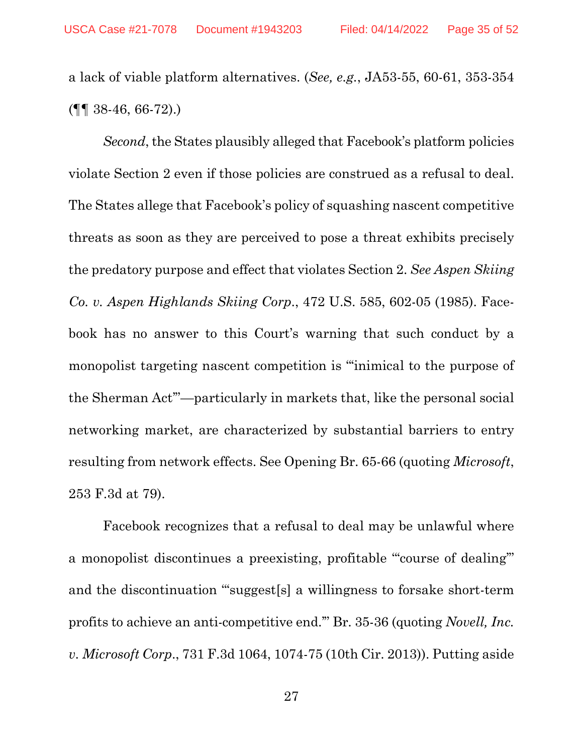a lack of viable platform alternatives. (*See, e.g.*, JA53-55, 60-61, 353-354 (¶¶ 38-46, 66-72).)

*Second*, the States plausibly alleged that Facebook's platform policies violate Section 2 even if those policies are construed as a refusal to deal. The States allege that Facebook's policy of squashing nascent competitive threats as soon as they are perceived to pose a threat exhibits precisely the predatory purpose and effect that violates Section 2. *See Aspen Skiing Co. v. Aspen Highlands Skiing Corp.*, 472 U.S. 585, 602-05 (1985). Facebook has no answer to this Court's warning that such conduct by a monopolist targeting nascent competition is "'inimical to the purpose of the Sherman Act'"—particularly in markets that, like the personal social networking market, are characterized by substantial barriers to entry resulting from network effects. See Opening Br. 65-66 (quoting *Microsoft*, 253 F.3d at 79).

Facebook recognizes that a refusal to deal may be unlawful where a monopolist discontinues a preexisting, profitable "'course of dealing'" and the discontinuation "'suggest[s] a willingness to forsake short-term profits to achieve an anti-competitive end.'" Br. 35-36 (quoting *Novell, Inc. v. Microsoft Corp.*, 731 F.3d 1064, 1074-75 (10th Cir. 2013)). Putting aside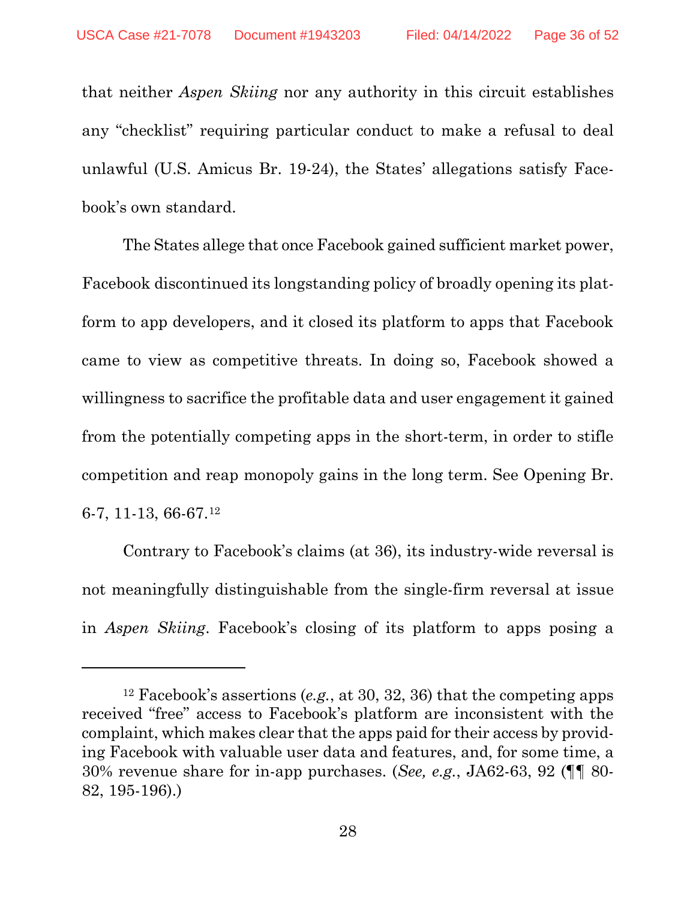that neither *Aspen Skiing* nor any authority in this circuit establishes any "checklist" requiring particular conduct to make a refusal to deal unlawful (U.S. Amicus Br. 19-24), the States' allegations satisfy Facebook's own standard.

The States allege that once Facebook gained sufficient market power, Facebook discontinued its longstanding policy of broadly opening its platform to app developers, and it closed its platform to apps that Facebook came to view as competitive threats. In doing so, Facebook showed a willingness to sacrifice the profitable data and user engagement it gained from the potentially competing apps in the short-term, in order to stifle competition and reap monopoly gains in the long term. See Opening Br. 6-7, 11-13, 66-67.[12]

Contrary to Facebook's claims (at 36), its industry-wide reversal is not meaningfully distinguishable from the single-firm reversal at issue in *Aspen Skiing*. Facebook's closing of its platform to apps posing a

---

[12] Facebook's assertions (*e.g.*, at 30, 32, 36) that the competing apps received "free" access to Facebook's platform are inconsistent with the complaint, which makes clear that the apps paid for their access by providing Facebook with valuable user data and features, and, for some time, a 30% revenue share for in-app purchases. (*See, e.g.*, JA62-63, 92 (¶¶ 80-82, 195-196).)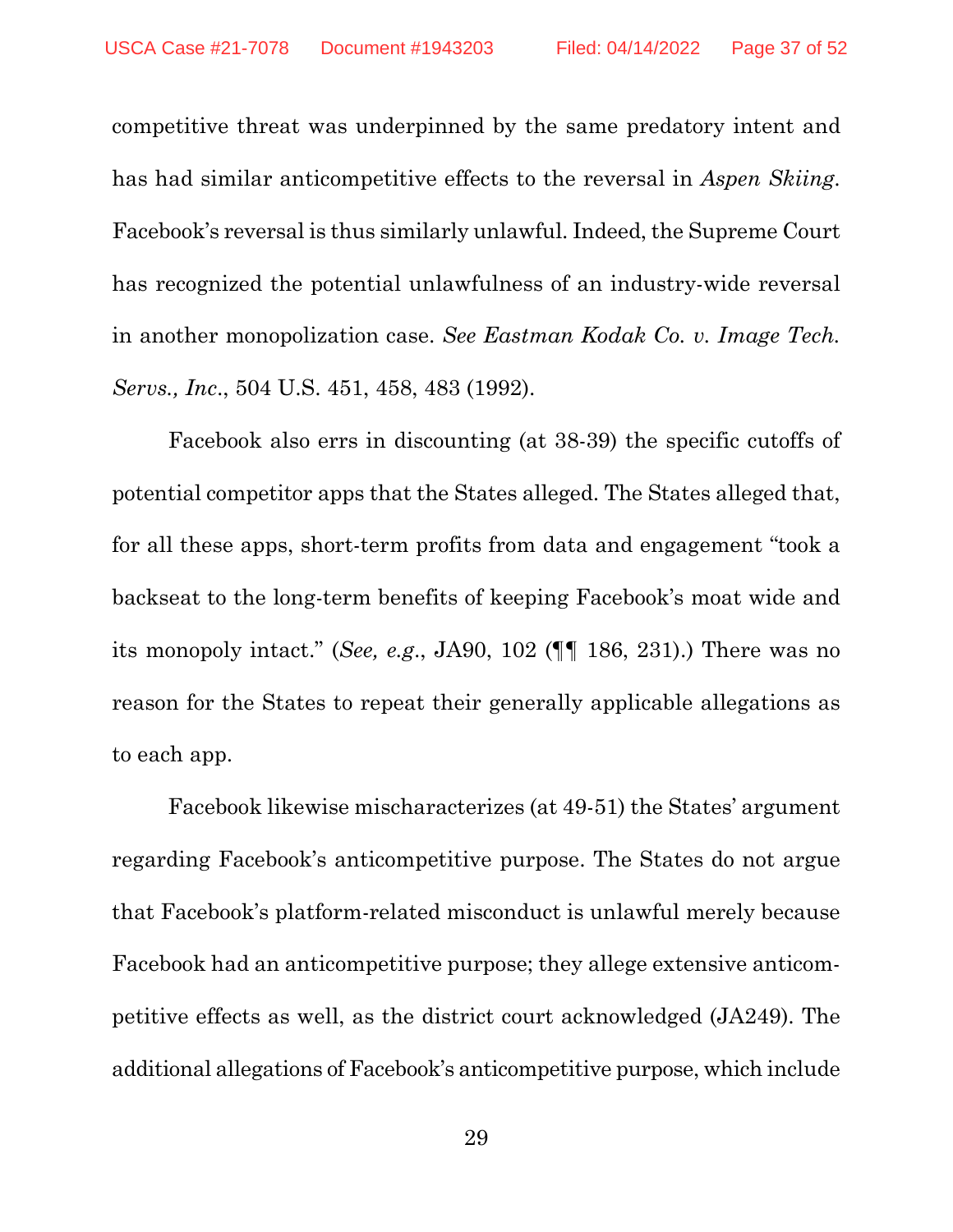competitive threat was underpinned by the same predatory intent and has had similar anticompetitive effects to the reversal in *Aspen Skiing*. Facebook's reversal is thus similarly unlawful. Indeed, the Supreme Court has recognized the potential unlawfulness of an industry-wide reversal in another monopolization case. *See Eastman Kodak Co. v. Image Tech. Servs., Inc.*, 504 U.S. 451, 458, 483 (1992).

Facebook also errs in discounting (at 38-39) the specific cutoffs of potential competitor apps that the States alleged. The States alleged that, for all these apps, short-term profits from data and engagement "took a backseat to the long-term benefits of keeping Facebook's moat wide and its monopoly intact." (*See, e.g.*, JA90, 102 (¶¶ 186, 231).) There was no reason for the States to repeat their generally applicable allegations as to each app.

Facebook likewise mischaracterizes (at 49-51) the States' argument regarding Facebook's anticompetitive purpose. The States do not argue that Facebook's platform-related misconduct is unlawful merely because Facebook had an anticompetitive purpose; they allege extensive anticompetitive effects as well, as the district court acknowledged (JA249). The additional allegations of Facebook's anticompetitive purpose, which include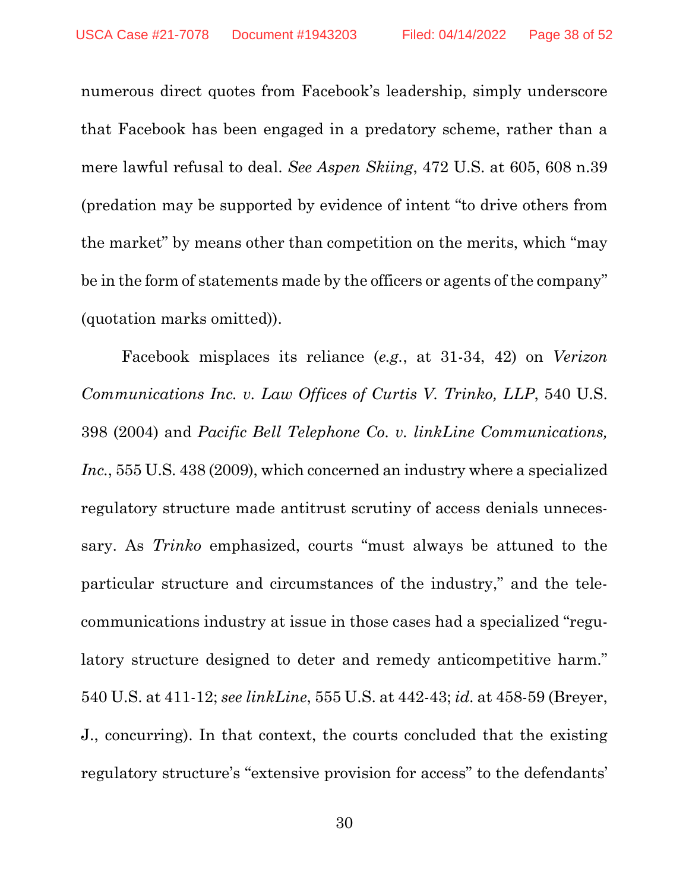numerous direct quotes from Facebook's leadership, simply underscore that Facebook has been engaged in a predatory scheme, rather than a mere lawful refusal to deal. *See Aspen Skiing*, 472 U.S. at 605, 608 n.39 (predation may be supported by evidence of intent "to drive others from the market" by means other than competition on the merits, which "may be in the form of statements made by the officers or agents of the company" (quotation marks omitted)).

Facebook misplaces its reliance (*e.g.*, at 31-34, 42) on *Verizon Communications Inc. v. Law Offices of Curtis V. Trinko, LLP*, 540 U.S. 398 (2004) and *Pacific Bell Telephone Co. v. linkLine Communications, Inc.*, 555 U.S. 438 (2009), which concerned an industry where a specialized regulatory structure made antitrust scrutiny of access denials unnecessary. As *Trinko* emphasized, courts "must always be attuned to the particular structure and circumstances of the industry," and the telecommunications industry at issue in those cases had a specialized "regulatory structure designed to deter and remedy anticompetitive harm." 540 U.S. at 411-12; *see linkLine*, 555 U.S. at 442-43; *id.* at 458-59 (Breyer, J., concurring). In that context, the courts concluded that the existing regulatory structure's "extensive provision for access" to the defendants'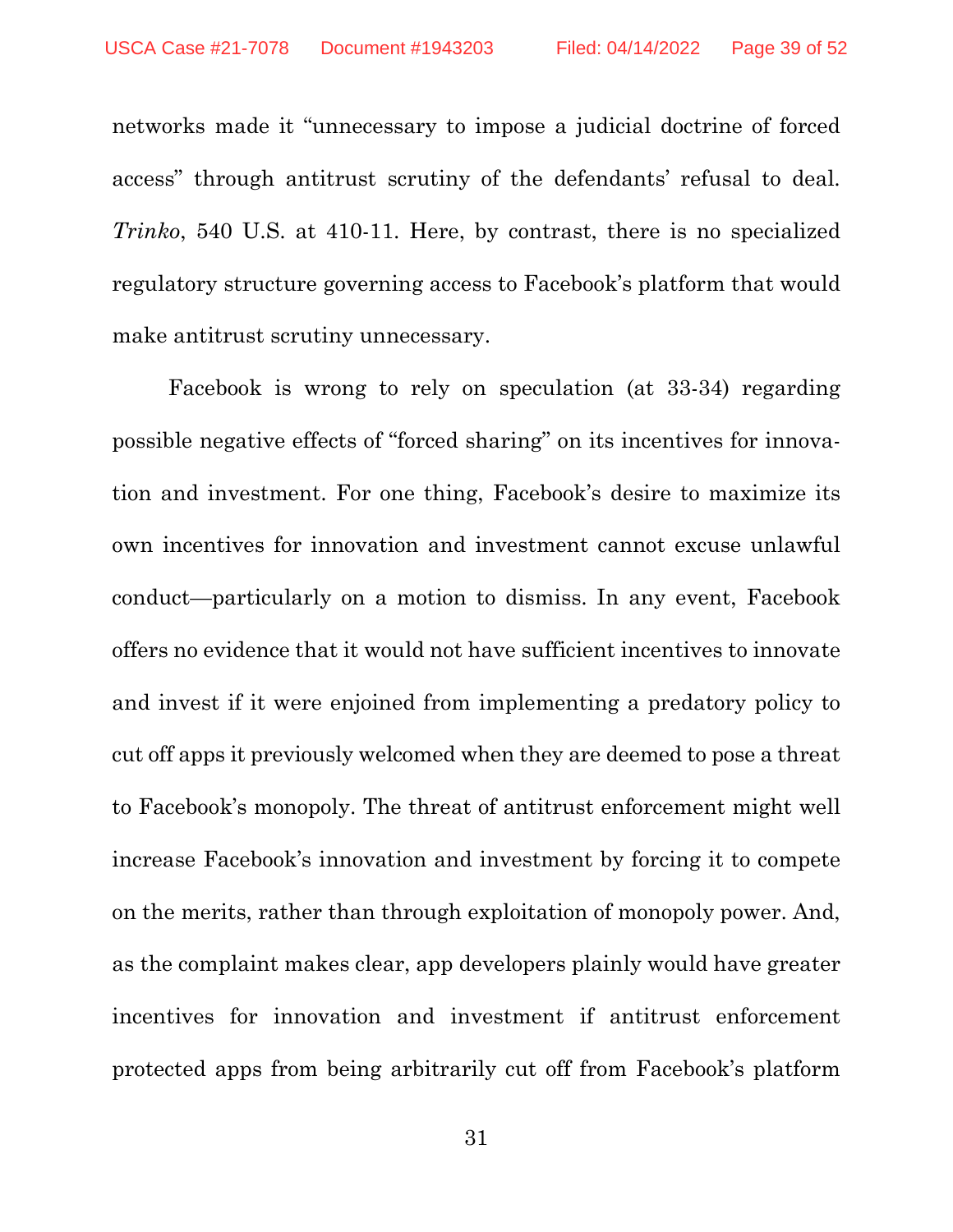networks made it "unnecessary to impose a judicial doctrine of forced access" through antitrust scrutiny of the defendants' refusal to deal. *Trinko*, 540 U.S. at 410-11. Here, by contrast, there is no specialized regulatory structure governing access to Facebook's platform that would make antitrust scrutiny unnecessary.

Facebook is wrong to rely on speculation (at 33-34) regarding possible negative effects of "forced sharing" on its incentives for innovation and investment. For one thing, Facebook's desire to maximize its own incentives for innovation and investment cannot excuse unlawful conduct—particularly on a motion to dismiss. In any event, Facebook offers no evidence that it would not have sufficient incentives to innovate and invest if it were enjoined from implementing a predatory policy to cut off apps it previously welcomed when they are deemed to pose a threat to Facebook's monopoly. The threat of antitrust enforcement might well increase Facebook's innovation and investment by forcing it to compete on the merits, rather than through exploitation of monopoly power. And, as the complaint makes clear, app developers plainly would have greater incentives for innovation and investment if antitrust enforcement protected apps from being arbitrarily cut off from Facebook's platform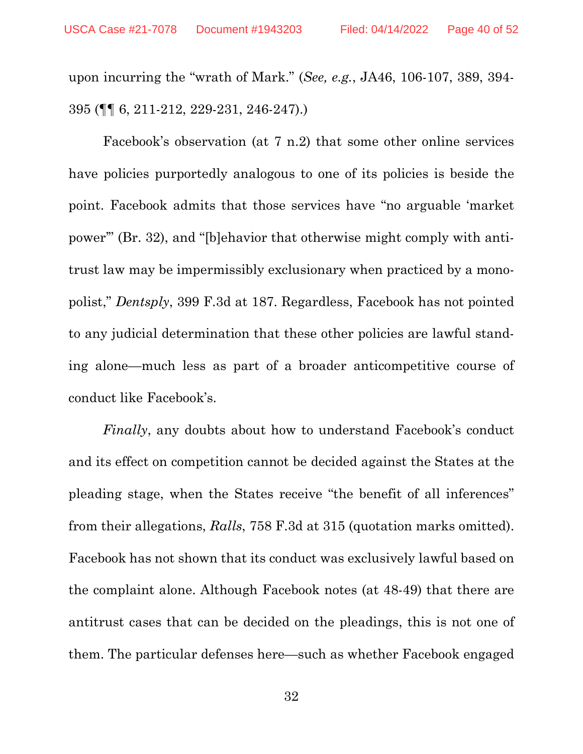upon incurring the "wrath of Mark." (*See, e.g.*, JA46, 106-107, 389, 394-395 (¶¶ 6, 211-212, 229-231, 246-247).)

Facebook's observation (at 7 n.2) that some other online services have policies purportedly analogous to one of its policies is beside the point. Facebook admits that those services have "no arguable 'market power'" (Br. 32), and "[b]ehavior that otherwise might comply with antitrust law may be impermissibly exclusionary when practiced by a monopolist," *Dentsply*, 399 F.3d at 187. Regardless, Facebook has not pointed to any judicial determination that these other policies are lawful standing alone—much less as part of a broader anticompetitive course of conduct like Facebook's.

*Finally*, any doubts about how to understand Facebook's conduct and its effect on competition cannot be decided against the States at the pleading stage, when the States receive "the benefit of all inferences" from their allegations, *Ralls*, 758 F.3d at 315 (quotation marks omitted). Facebook has not shown that its conduct was exclusively lawful based on the complaint alone. Although Facebook notes (at 48-49) that there are antitrust cases that can be decided on the pleadings, this is not one of them. The particular defenses here—such as whether Facebook engaged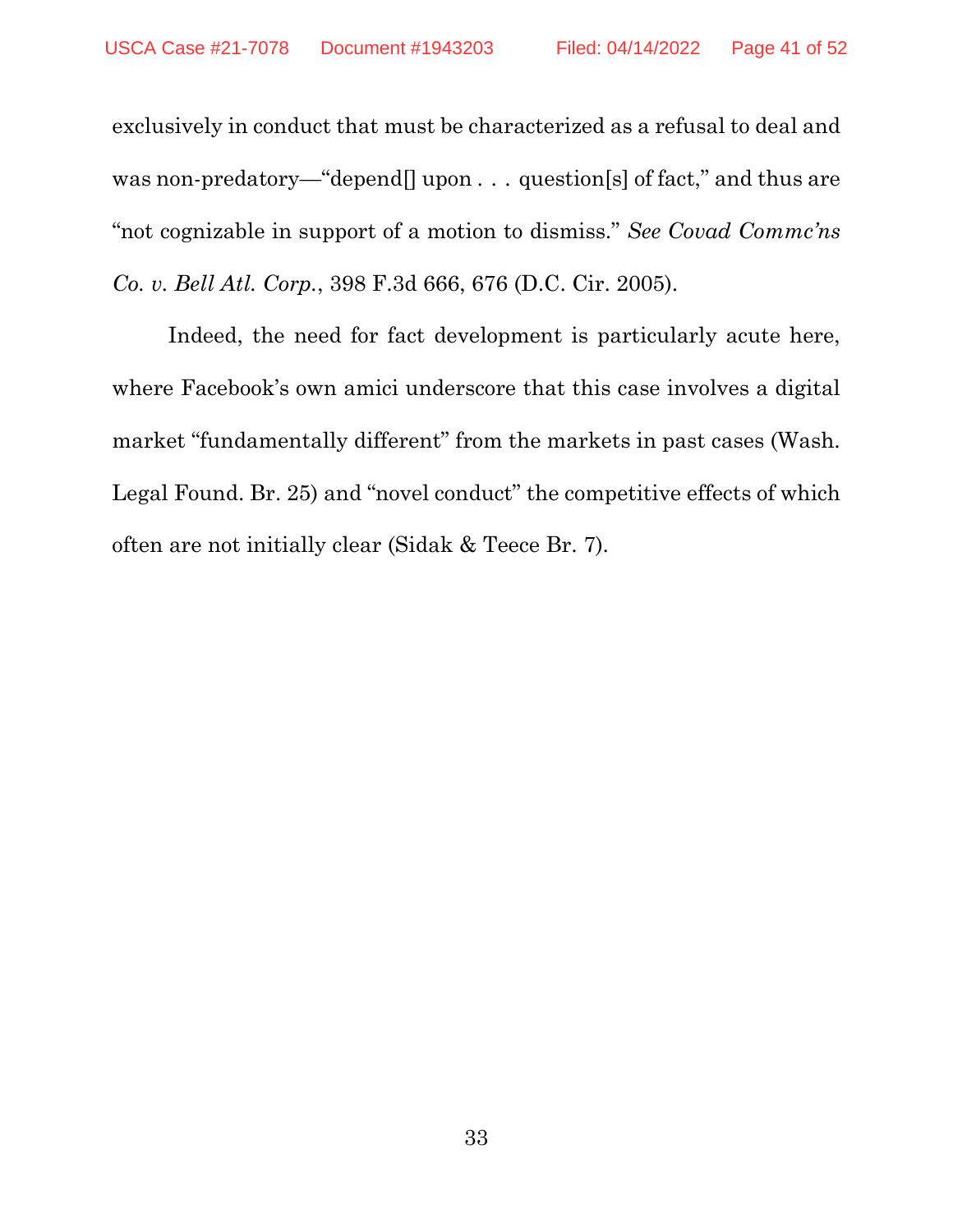exclusively in conduct that must be characterized as a refusal to deal and was non-predatory—"depend[] upon . . . question[s] of fact," and thus are "not cognizable in support of a motion to dismiss." *See Covad Commc'ns Co. v. Bell Atl. Corp.*, 398 F.3d 666, 676 (D.C. Cir. 2005).

Indeed, the need for fact development is particularly acute here, where Facebook's own amici underscore that this case involves a digital market "fundamentally different" from the markets in past cases (Wash. Legal Found. Br. 25) and "novel conduct" the competitive effects of which often are not initially clear (Sidak & Teece Br. 7).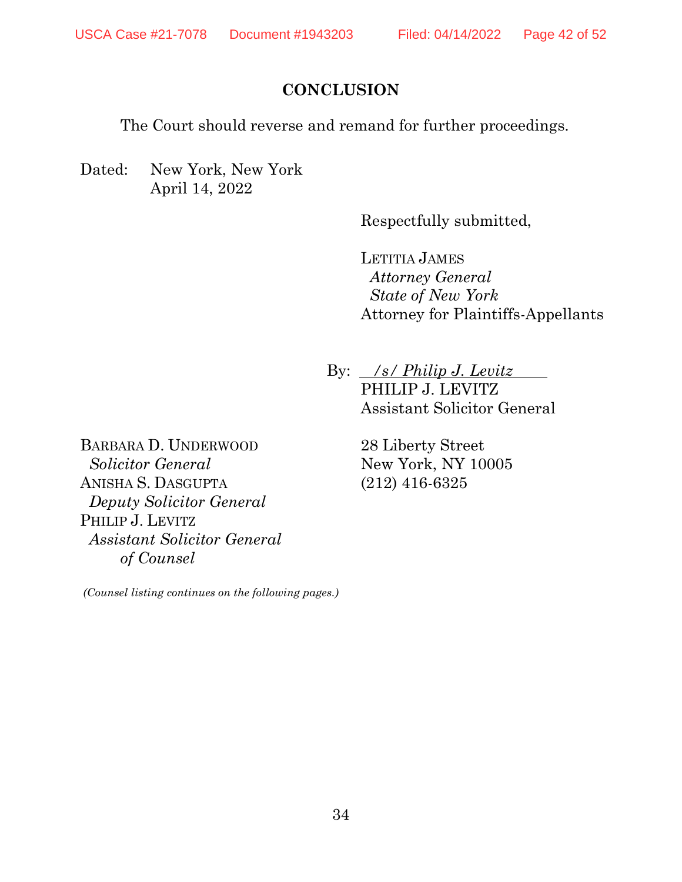## CONCLUSION

The Court should reverse and remand for further proceedings.

Dated: New York, New York
April 14, 2022

Respectfully submitted,

LETITIA JAMES
*Attorney General*
*State of New York*
Attorney for Plaintiffs-Appellants

By: */s/ Philip J. Levitz*
PHILIP J. LEVITZ
Assistant Solicitor General

28 Liberty Street
New York, NY 10005
(212) 416-6325

BARBARA D. UNDERWOOD
*Solicitor General*
ANISHA S. DASGUPTA
*Deputy Solicitor General*
PHILIP J. LEVITZ
*Assistant Solicitor General*
*of Counsel*

*(Counsel listing continues on the following pages.)*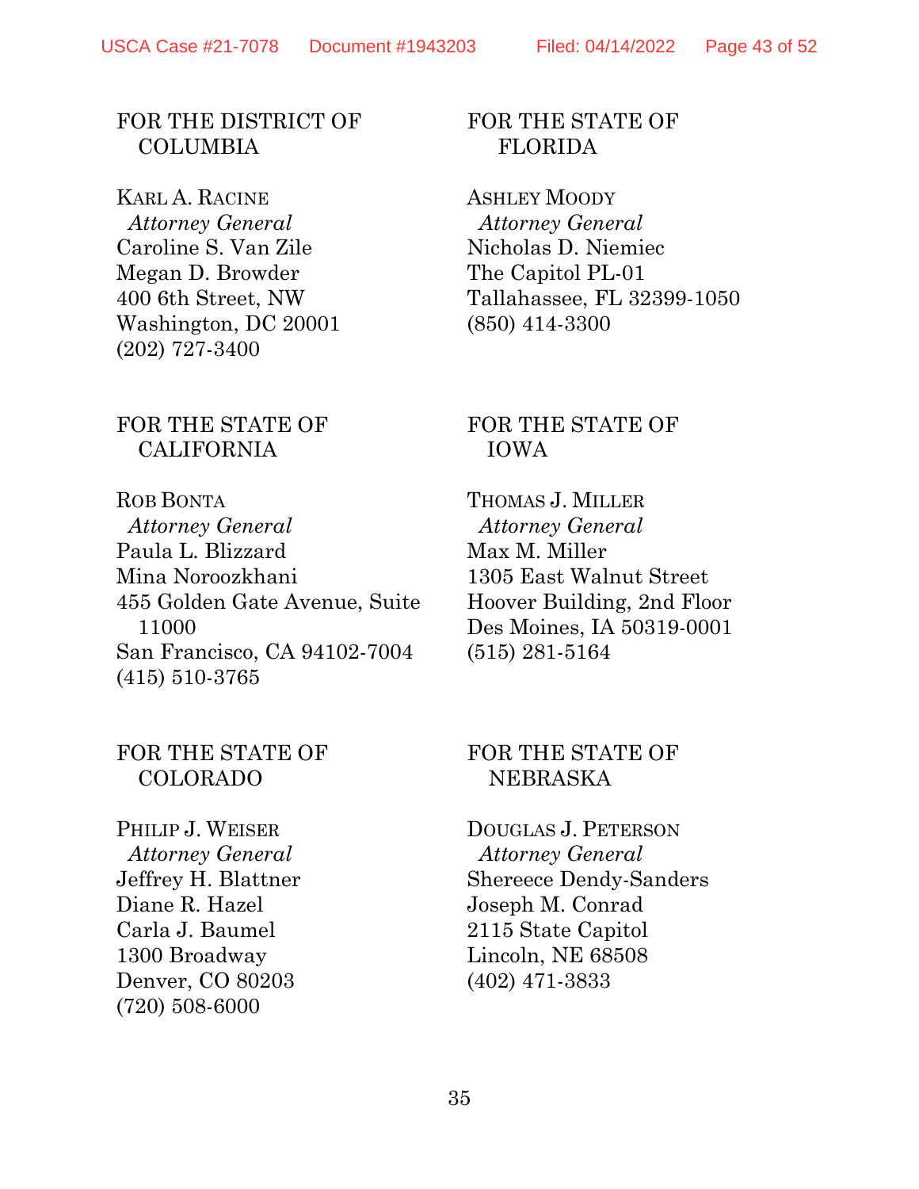FOR THE DISTRICT OF COLUMBIA

KARL A. RACINE
*Attorney General*
Caroline S. Van Zile
Megan D. Browder
400 6th Street, NW
Washington, DC 20001
(202) 727-3400

FOR THE STATE OF CALIFORNIA

ROB BONTA
*Attorney General*
Paula L. Blizzard
Mina Noroozkhani
455 Golden Gate Avenue, Suite 11000
San Francisco, CA 94102-7004
(415) 510-3765

FOR THE STATE OF COLORADO

PHILIP J. WEISER
*Attorney General*
Jeffrey H. Blattner
Diane R. Hazel
Carla J. Baumel
1300 Broadway
Denver, CO 80203
(720) 508-6000

FOR THE STATE OF FLORIDA

ASHLEY MOODY
*Attorney General*
Nicholas D. Niemiec
The Capitol PL-01
Tallahassee, FL 32399-1050
(850) 414-3300

FOR THE STATE OF IOWA

THOMAS J. MILLER
*Attorney General*
Max M. Miller
1305 East Walnut Street
Hoover Building, 2nd Floor
Des Moines, IA 50319-0001
(515) 281-5164

FOR THE STATE OF NEBRASKA

DOUGLAS J. PETERSON
*Attorney General*
Shereece Dendy-Sanders
Joseph M. Conrad
2115 State Capitol
Lincoln, NE 68508
(402) 471-3833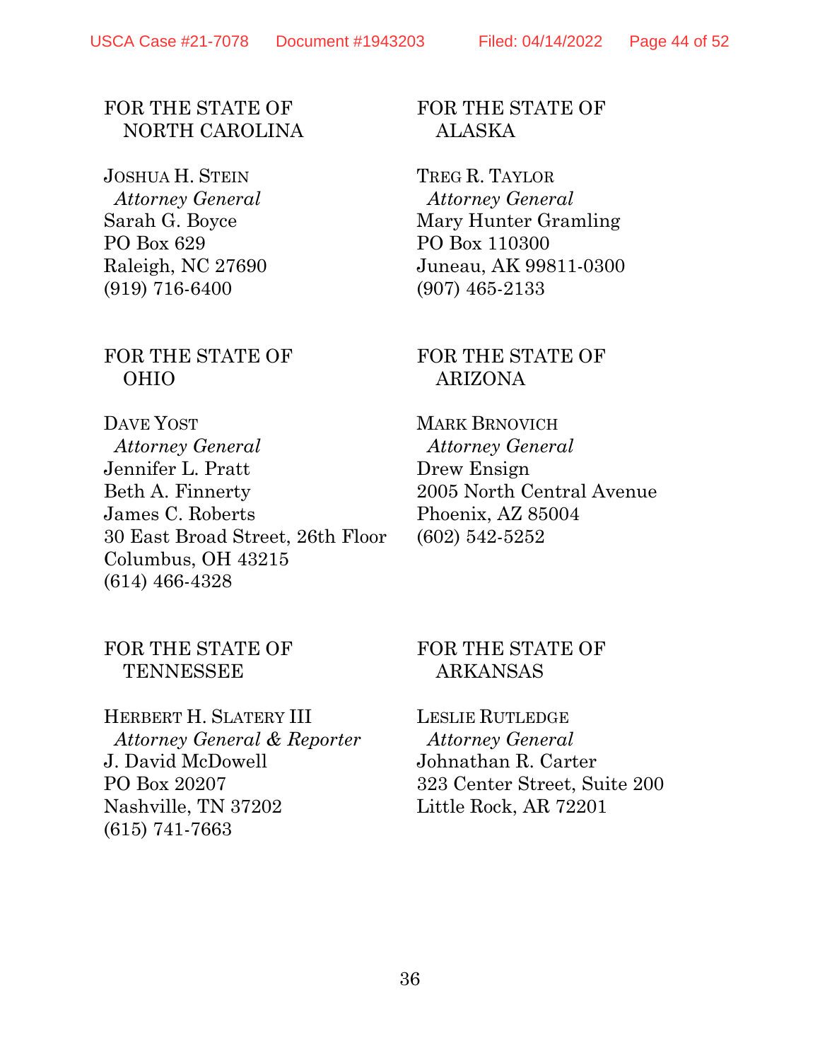FOR THE STATE OF NORTH CAROLINA

JOSHUA H. STEIN
*Attorney General*
Sarah G. Boyce
PO Box 629
Raleigh, NC 27690
(919) 716-6400

FOR THE STATE OF OHIO

DAVE YOST
*Attorney General*
Jennifer L. Pratt
Beth A. Finnerty
James C. Roberts
30 East Broad Street, 26th Floor
Columbus, OH 43215
(614) 466-4328

FOR THE STATE OF TENNESSEE

HERBERT H. SLATERY III
*Attorney General & Reporter*
J. David McDowell
PO Box 20207
Nashville, TN 37202
(615) 741-7663

FOR THE STATE OF ALASKA

TREG R. TAYLOR
*Attorney General*
Mary Hunter Gramling
PO Box 110300
Juneau, AK 99811-0300
(907) 465-2133

FOR THE STATE OF ARIZONA

MARK BRNOVICH
*Attorney General*
Drew Ensign
2005 North Central Avenue
Phoenix, AZ 85004
(602) 542-5252

FOR THE STATE OF ARKANSAS

LESLIE RUTLEDGE
*Attorney General*
Johnathan R. Carter
323 Center Street, Suite 200
Little Rock, AR 72201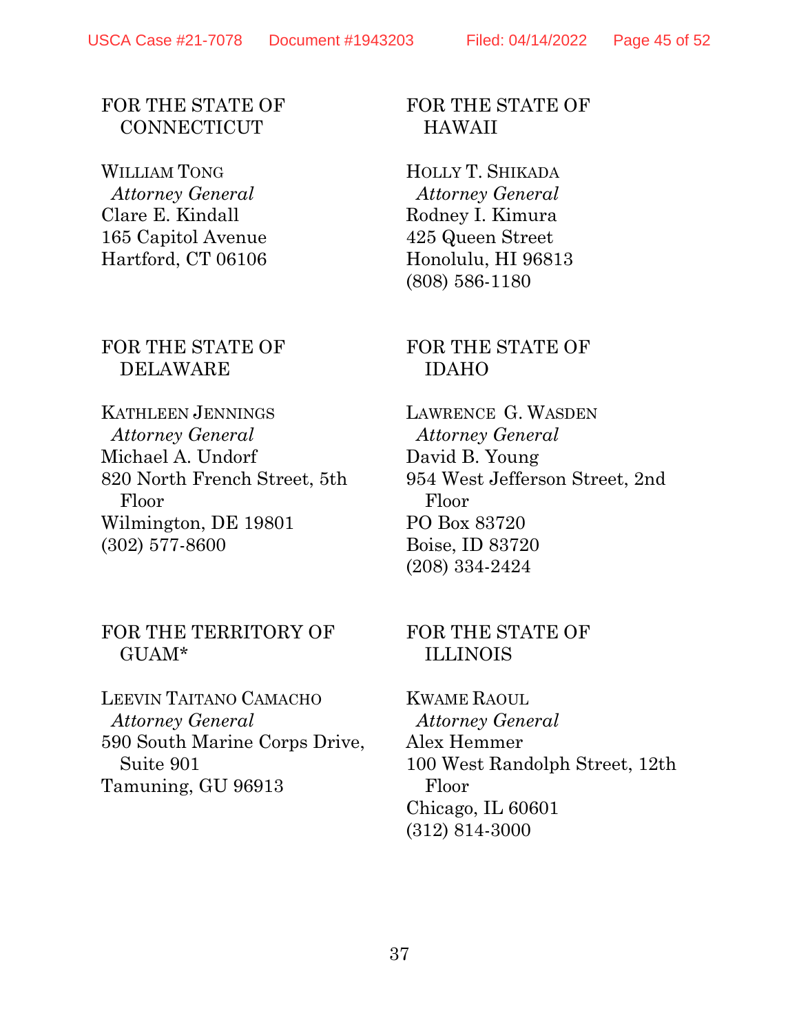FOR THE STATE OF CONNECTICUT

WILLIAM TONG
*Attorney General*
Clare E. Kindall
165 Capitol Avenue
Hartford, CT 06106

FOR THE STATE OF DELAWARE

KATHLEEN JENNINGS
*Attorney General*
Michael A. Undorf
820 North French Street, 5th Floor
Wilmington, DE 19801
(302) 577-8600

FOR THE TERRITORY OF GUAM*

LEEVIN TAITANO CAMACHO
*Attorney General*
590 South Marine Corps Drive, Suite 901
Tamuning, GU 96913

FOR THE STATE OF HAWAII

HOLLY T. SHIKADA
*Attorney General*
Rodney I. Kimura
425 Queen Street
Honolulu, HI 96813
(808) 586-1180

FOR THE STATE OF IDAHO

LAWRENCE G. WASDEN
*Attorney General*
David B. Young
954 West Jefferson Street, 2nd Floor
PO Box 83720
Boise, ID 83720
(208) 334-2424

FOR THE STATE OF ILLINOIS

KWAME RAOUL
*Attorney General*
Alex Hemmer
100 West Randolph Street, 12th Floor
Chicago, IL 60601
(312) 814-3000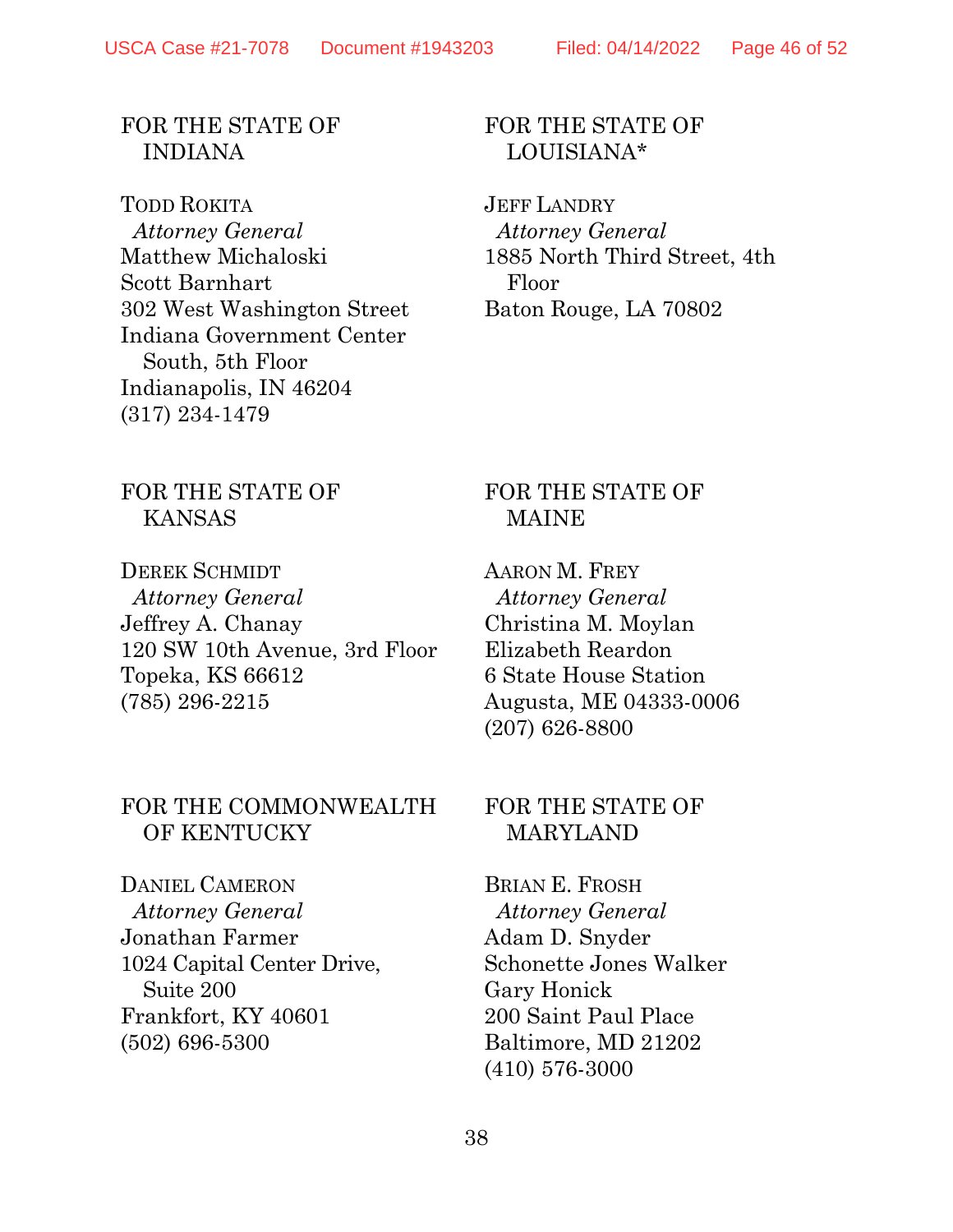FOR THE STATE OF INDIANA

TODD ROKITA
*Attorney General*
Matthew Michaloski
Scott Barnhart
302 West Washington Street
Indiana Government Center South, 5th Floor
Indianapolis, IN 46204
(317) 234-1479

FOR THE STATE OF KANSAS

DEREK SCHMIDT
*Attorney General*
Jeffrey A. Chanay
120 SW 10th Avenue, 3rd Floor
Topeka, KS 66612
(785) 296-2215

FOR THE COMMONWEALTH OF KENTUCKY

DANIEL CAMERON
*Attorney General*
Jonathan Farmer
1024 Capital Center Drive, Suite 200
Frankfort, KY 40601
(502) 696-5300

FOR THE STATE OF LOUISIANA*

JEFF LANDRY
*Attorney General*
1885 North Third Street, 4th Floor
Baton Rouge, LA 70802

FOR THE STATE OF MAINE

AARON M. FREY
*Attorney General*
Christina M. Moylan
Elizabeth Reardon
6 State House Station
Augusta, ME 04333-0006
(207) 626-8800

FOR THE STATE OF MARYLAND

BRIAN E. FROSH
*Attorney General*
Adam D. Snyder
Schonette Jones Walker
Gary Honick
200 Saint Paul Place
Baltimore, MD 21202
(410) 576-3000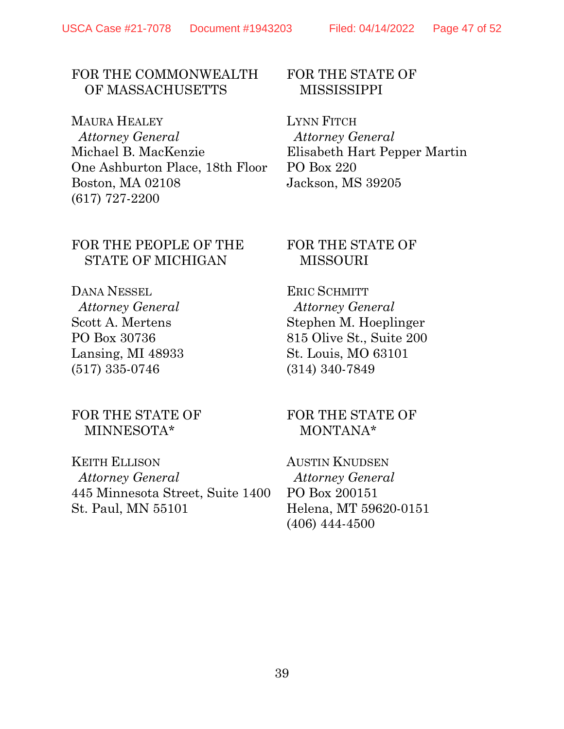FOR THE COMMONWEALTH OF MASSACHUSETTS

MAURA HEALEY
*Attorney General*
Michael B. MacKenzie
One Ashburton Place, 18th Floor
Boston, MA 02108
(617) 727-2200

FOR THE STATE OF MISSISSIPPI

LYNN FITCH
*Attorney General*
Elisabeth Hart Pepper Martin
PO Box 220
Jackson, MS 39205

FOR THE PEOPLE OF THE STATE OF MICHIGAN

DANA NESSEL
*Attorney General*
Scott A. Mertens
PO Box 30736
Lansing, MI 48933
(517) 335-0746

FOR THE STATE OF MISSOURI

ERIC SCHMITT
*Attorney General*
Stephen M. Hoeplinger
815 Olive St., Suite 200
St. Louis, MO 63101
(314) 340-7849

FOR THE STATE OF MINNESOTA*

KEITH ELLISON
*Attorney General*
445 Minnesota Street, Suite 1400
St. Paul, MN 55101

FOR THE STATE OF MONTANA*

AUSTIN KNUDSEN
*Attorney General*
PO Box 200151
Helena, MT 59620-0151
(406) 444-4500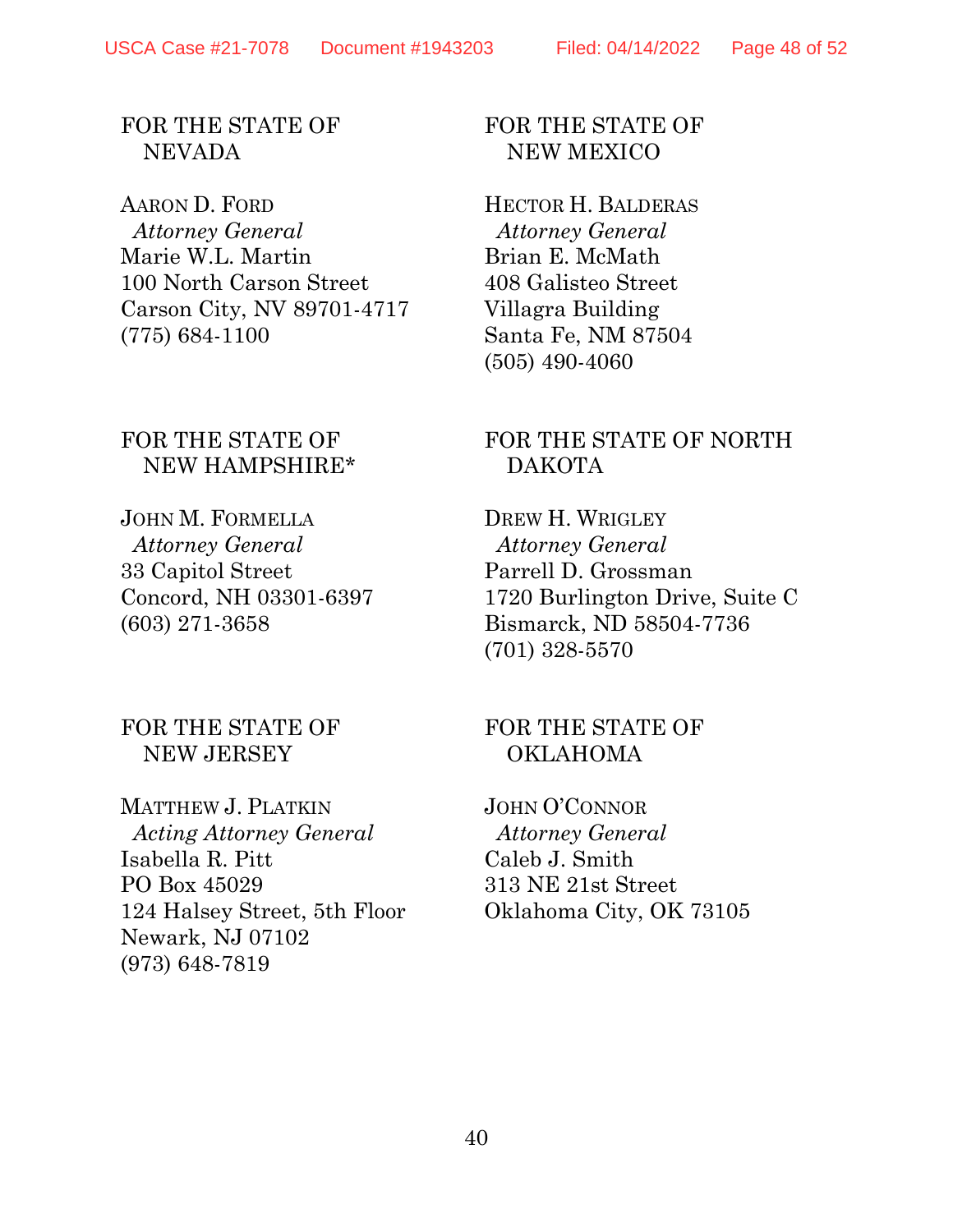FOR THE STATE OF NEVADA

AARON D. FORD
*Attorney General*
Marie W.L. Martin
100 North Carson Street
Carson City, NV 89701-4717
(775) 684-1100

FOR THE STATE OF NEW HAMPSHIRE*

JOHN M. FORMELLA
*Attorney General*
33 Capitol Street
Concord, NH 03301-6397
(603) 271-3658

FOR THE STATE OF NEW JERSEY

MATTHEW J. PLATKIN
*Acting Attorney General*
Isabella R. Pitt
PO Box 45029
124 Halsey Street, 5th Floor
Newark, NJ 07102
(973) 648-7819

FOR THE STATE OF NEW MEXICO

HECTOR H. BALDERAS
*Attorney General*
Brian E. McMath
408 Galisteo Street
Villagra Building
Santa Fe, NM 87504
(505) 490-4060

FOR THE STATE OF NORTH DAKOTA

DREW H. WRIGLEY
*Attorney General*
Parrell D. Grossman
1720 Burlington Drive, Suite C
Bismarck, ND 58504-7736
(701) 328-5570

FOR THE STATE OF OKLAHOMA

JOHN O'CONNOR
*Attorney General*
Caleb J. Smith
313 NE 21st Street
Oklahoma City, OK 73105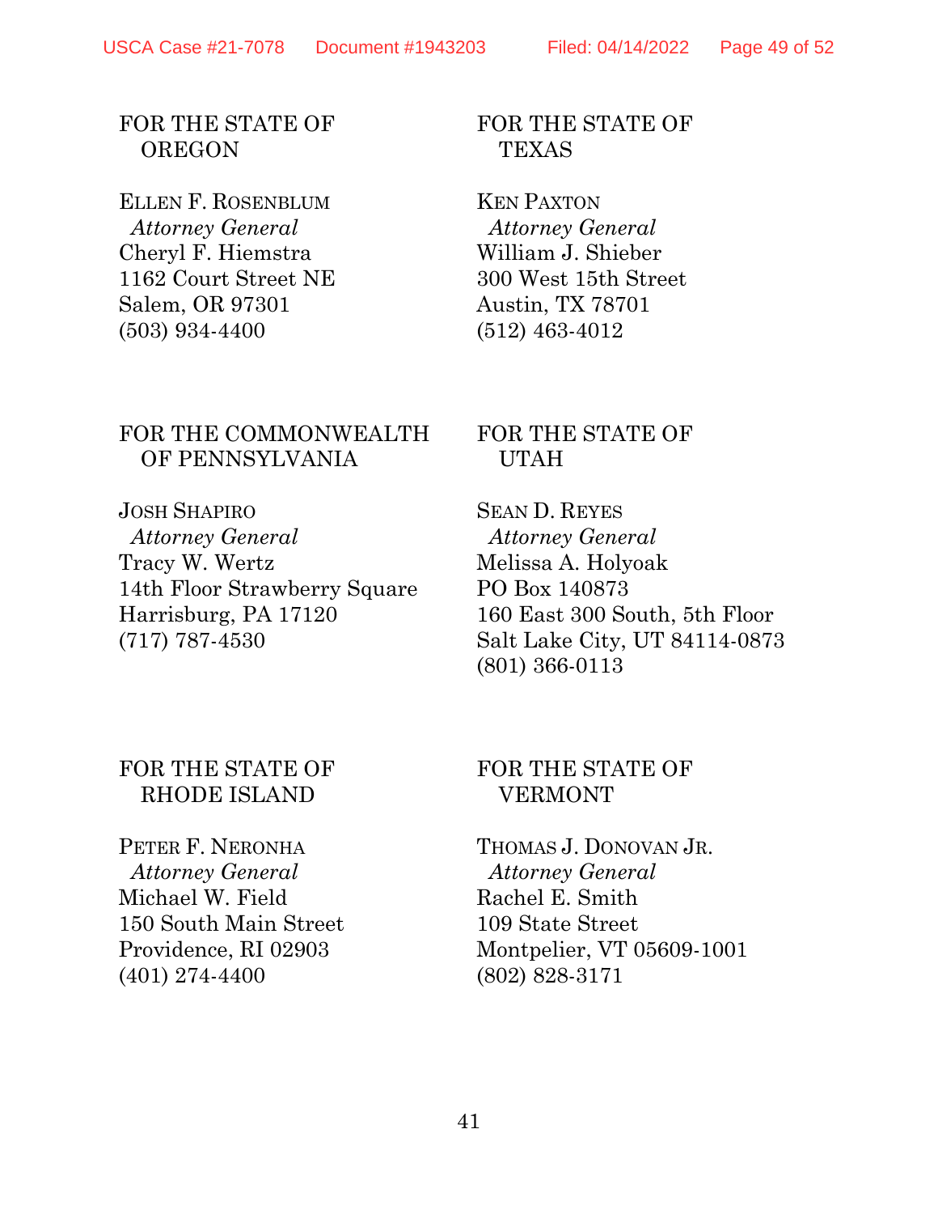FOR THE STATE OF
OREGON

ELLEN F. ROSENBLUM
*Attorney General*
Cheryl F. Hiemstra
1162 Court Street NE
Salem, OR 97301
(503) 934-4400

FOR THE COMMONWEALTH
OF PENNSYLVANIA

JOSH SHAPIRO
*Attorney General*
Tracy W. Wertz
14th Floor Strawberry Square
Harrisburg, PA 17120
(717) 787-4530

FOR THE STATE OF
RHODE ISLAND

PETER F. NERONHA
*Attorney General*
Michael W. Field
150 South Main Street
Providence, RI 02903
(401) 274-4400

FOR THE STATE OF
TEXAS

KEN PAXTON
*Attorney General*
William J. Shieber
300 West 15th Street
Austin, TX 78701
(512) 463-4012

FOR THE STATE OF
UTAH

SEAN D. REYES
*Attorney General*
Melissa A. Holyoak
PO Box 140873
160 East 300 South, 5th Floor
Salt Lake City, UT 84114-0873
(801) 366-0113

FOR THE STATE OF
VERMONT

THOMAS J. DONOVAN JR.
*Attorney General*
Rachel E. Smith
109 State Street
Montpelier, VT 05609-1001
(802) 828-3171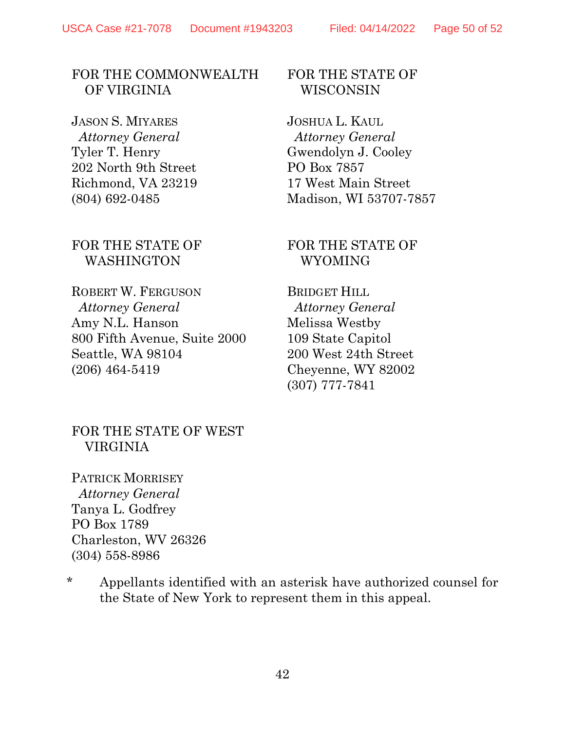FOR THE COMMONWEALTH OF VIRGINIA

JASON S. MIYARES
*Attorney General*
Tyler T. Henry
202 North 9th Street
Richmond, VA 23219
(804) 692-0485

FOR THE STATE OF WISCONSIN

JOSHUA L. KAUL
*Attorney General*
Gwendolyn J. Cooley
PO Box 7857
17 West Main Street
Madison, WI 53707-7857

FOR THE STATE OF WASHINGTON

ROBERT W. FERGUSON
*Attorney General*
Amy N.L. Hanson
800 Fifth Avenue, Suite 2000
Seattle, WA 98104
(206) 464-5419

FOR THE STATE OF WYOMING

BRIDGET HILL
*Attorney General*
Melissa Westby
109 State Capitol
200 West 24th Street
Cheyenne, WY 82002
(307) 777-7841

FOR THE STATE OF WEST VIRGINIA

PATRICK MORRISEY
*Attorney General*
Tanya L. Godfrey
PO Box 1789
Charleston, WV 26326
(304) 558-8986

\* Appellants identified with an asterisk have authorized counsel for the State of New York to represent them in this appeal.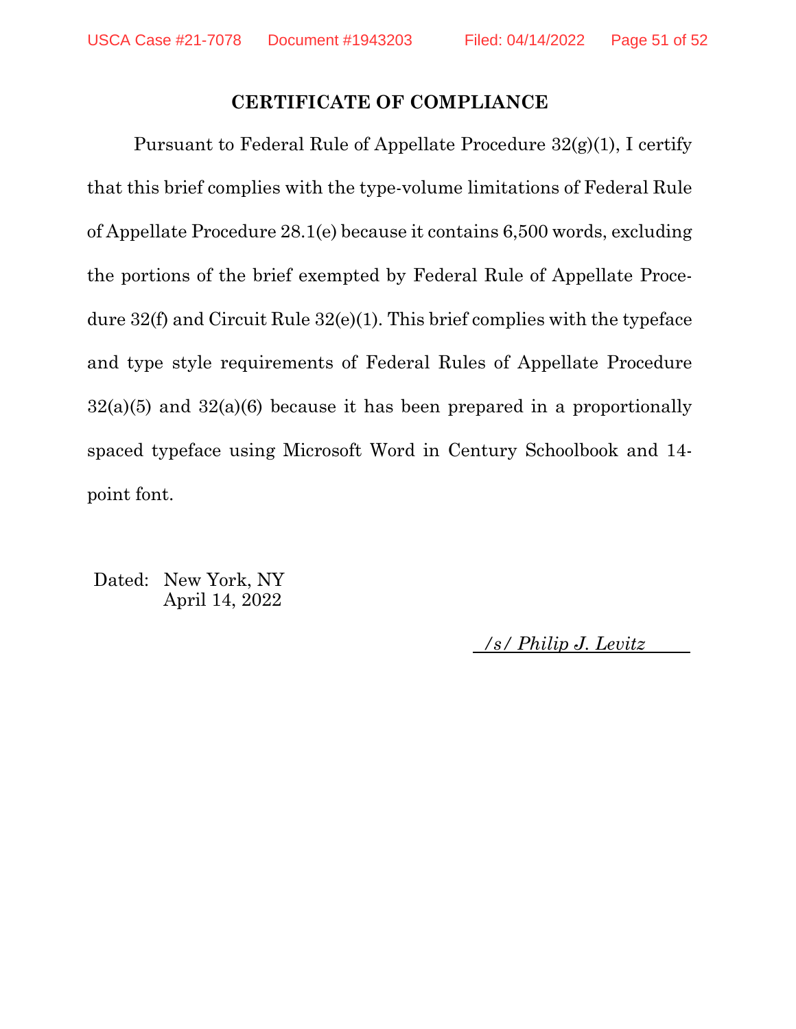## CERTIFICATE OF COMPLIANCE

Pursuant to Federal Rule of Appellate Procedure 32(g)(1), I certify that this brief complies with the type-volume limitations of Federal Rule of Appellate Procedure 28.1(e) because it contains 6,500 words, excluding the portions of the brief exempted by Federal Rule of Appellate Procedure 32(f) and Circuit Rule 32(e)(1). This brief complies with the typeface and type style requirements of Federal Rules of Appellate Procedure 32(a)(5) and 32(a)(6) because it has been prepared in a proportionally spaced typeface using Microsoft Word in Century Schoolbook and 14-point font.

Dated: New York, NY
April 14, 2022

*/s/ Philip J. Levitz*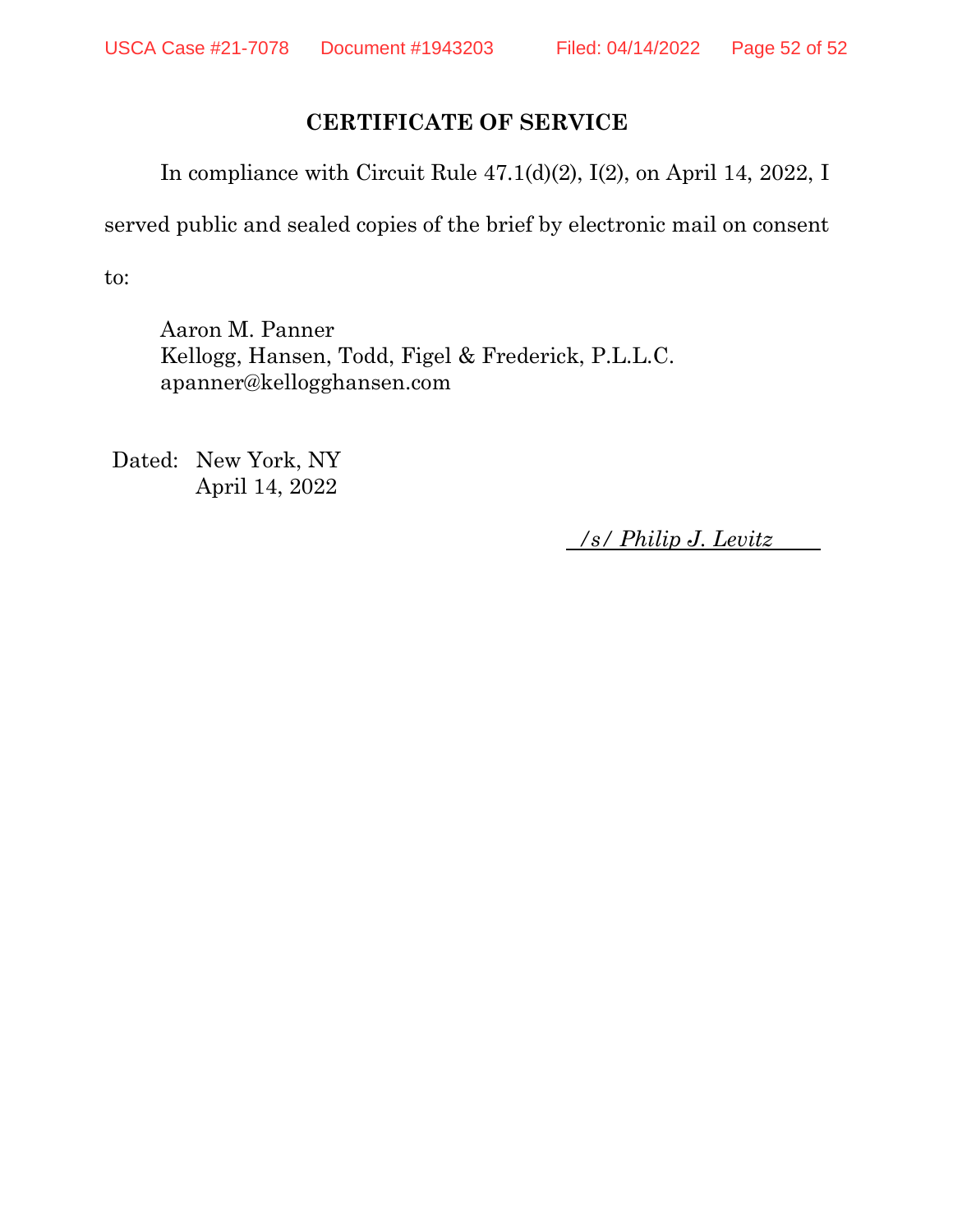# CERTIFICATE OF SERVICE

In compliance with Circuit Rule 47.1(d)(2), I(2), on April 14, 2022, I served public and sealed copies of the brief by electronic mail on consent to:

Aaron M. Panner
Kellogg, Hansen, Todd, Figel & Frederick, P.L.L.C.
apanner@kellogghansen.com

Dated: New York, NY
April 14, 2022

*/s/ Philip J. Levitz*